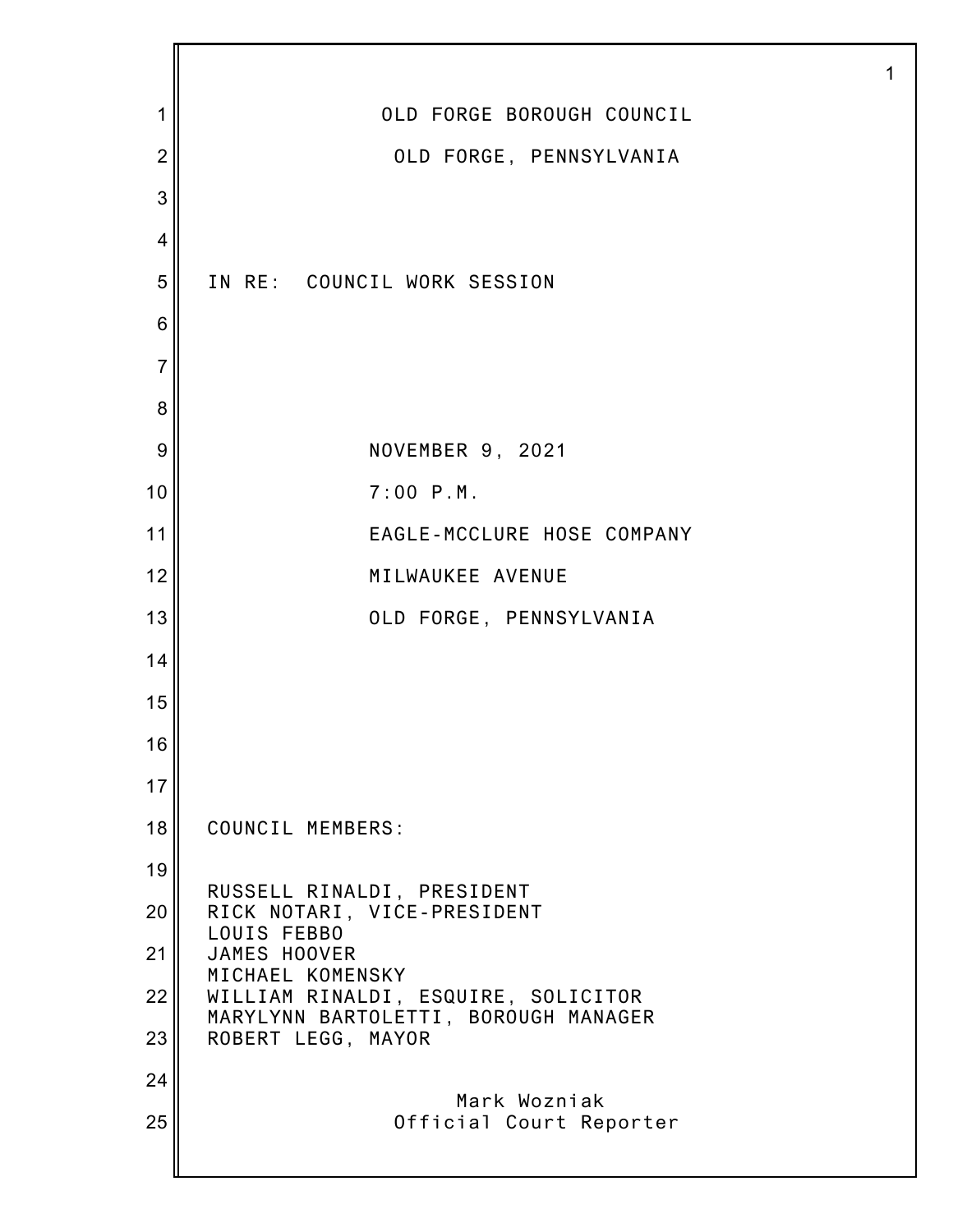# OLD FORGE BOROUGH COUNCIL

## OLD FORGE, PENNSYLVANIA

IN RE: COUNCIL WORK SESSION

NOVEMBER 9, 2021

7:00 P.M.

EAGLE-MCCLURE HOSE COMPANY

MILWAUKEE AVENUE

OLD FORGE, PENNSYLVANIA

COUNCIL MEMBERS:

RUSSELL RINALDI, PRESIDENT
RICK NOTARI, VICE-PRESIDENT
LOUIS FEBBO
JAMES HOOVER
MICHAEL KOMENSKY
WILLIAM RINALDI, ESQUIRE, SOLICITOR
MARYLYNN BARTOLETTI, BOROUGH MANAGER
ROBERT LEGG, MAYOR

Mark Wozniak
Official Court Reporter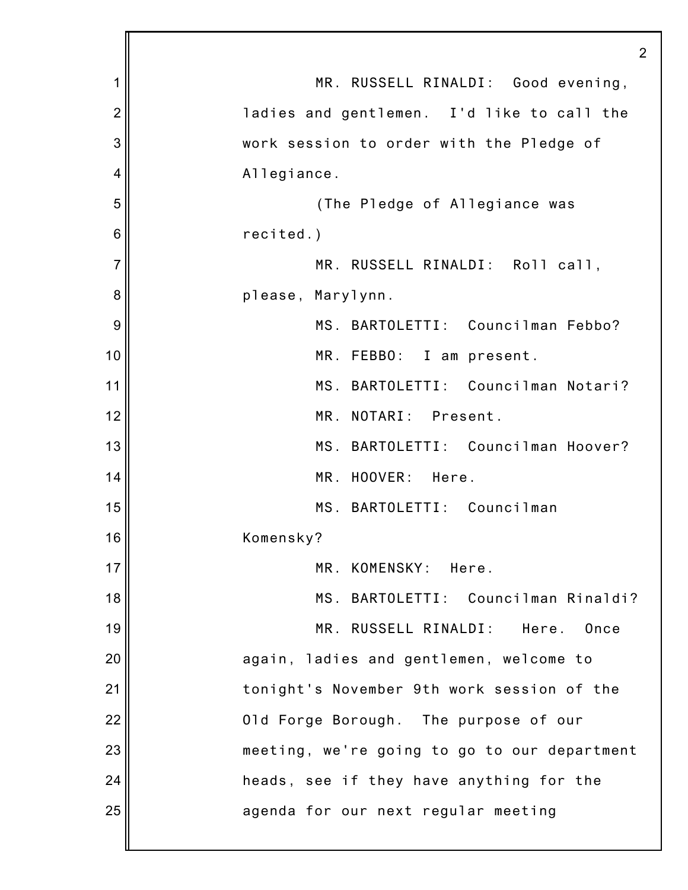MR. RUSSELL RINALDI: Good evening, ladies and gentlemen. I'd like to call the work session to order with the Pledge of Allegiance.

(The Pledge of Allegiance was recited.)

MR. RUSSELL RINALDI: Roll call, please, Marylynn.

MS. BARTOLETTI: Councilman Febbo?

MR. FEBBO: I am present.

MS. BARTOLETTI: Councilman Notari?

MR. NOTARI: Present.

MS. BARTOLETTI: Councilman Hoover?

MR. HOOVER: Here.

MS. BARTOLETTI: Councilman Komensky?

MR. KOMENSKY: Here.

MS. BARTOLETTI: Councilman Rinaldi?

MR. RUSSELL RINALDI: Here. Once again, ladies and gentlemen, welcome to tonight's November 9th work session of the Old Forge Borough. The purpose of our meeting, we're going to go to our department heads, see if they have anything for the agenda for our next regular meeting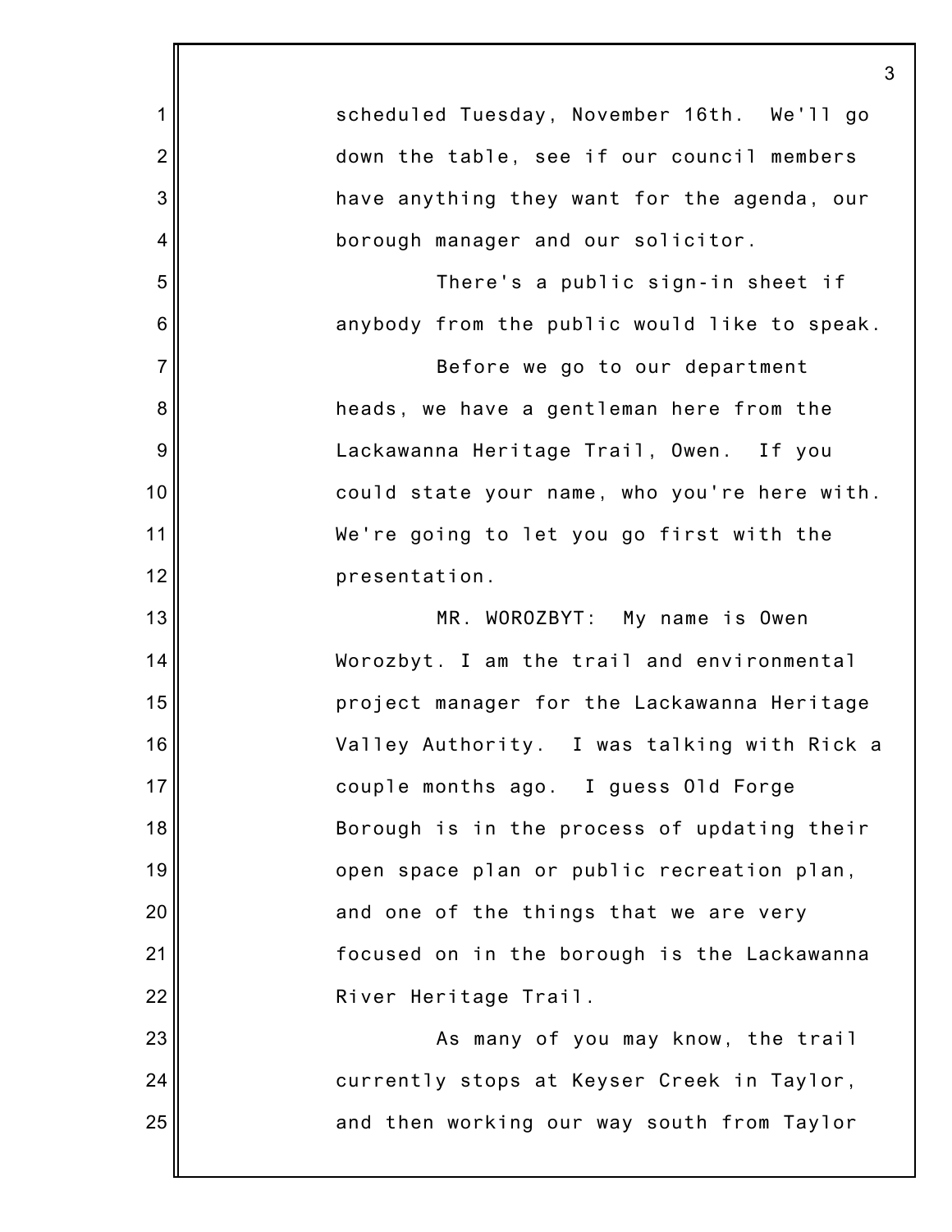scheduled Tuesday, November 16th. We'll go down the table, see if our council members have anything they want for the agenda, our borough manager and our solicitor.

There's a public sign-in sheet if anybody from the public would like to speak.

Before we go to our department heads, we have a gentleman here from the Lackawanna Heritage Trail, Owen. If you could state your name, who you're here with. We're going to let you go first with the presentation.

MR. WOROZBYT: My name is Owen Worozbyt. I am the trail and environmental project manager for the Lackawanna Heritage Valley Authority. I was talking with Rick a couple months ago. I guess Old Forge Borough is in the process of updating their open space plan or public recreation plan, and one of the things that we are very focused on in the borough is the Lackawanna River Heritage Trail.

As many of you may know, the trail currently stops at Keyser Creek in Taylor, and then working our way south from Taylor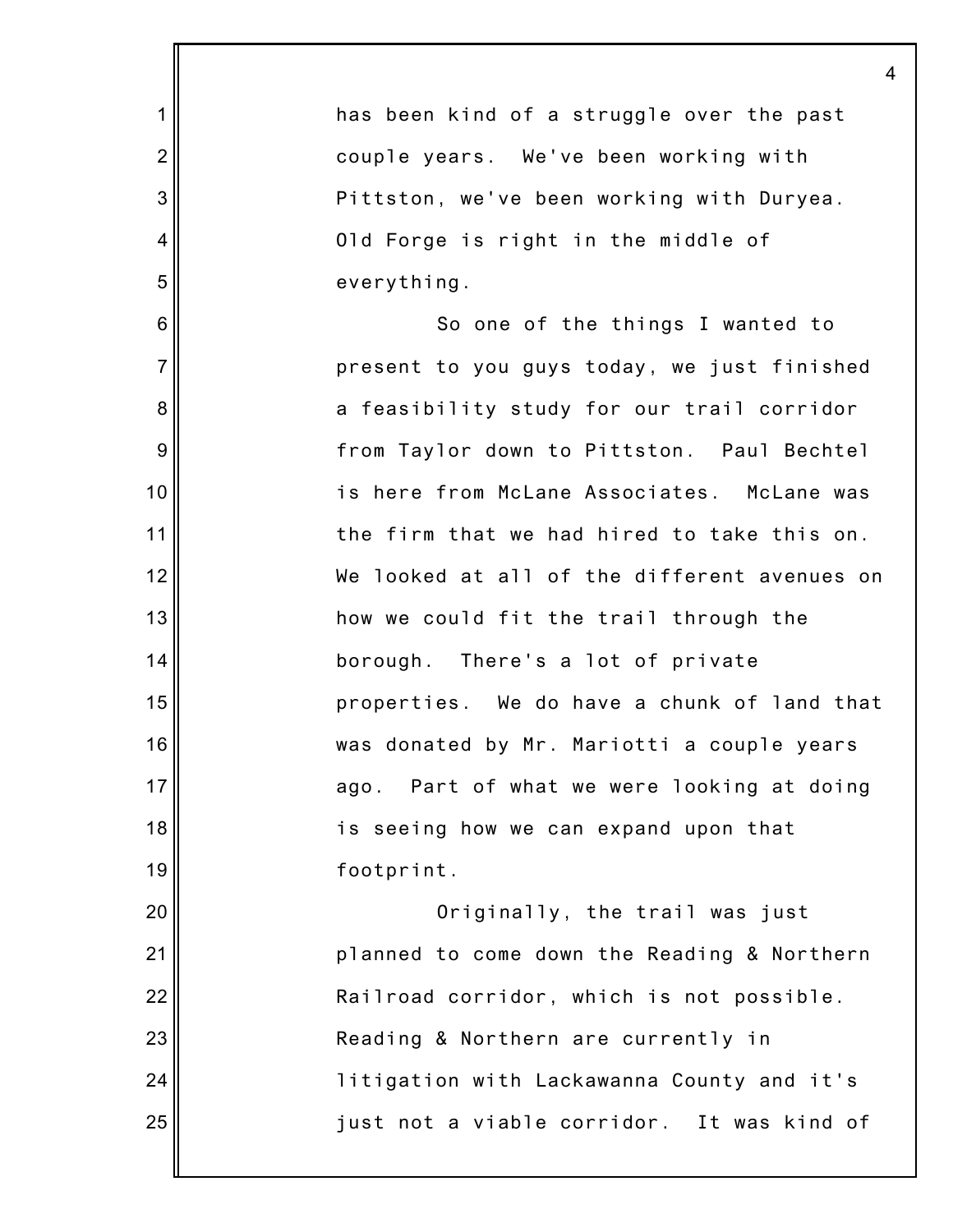has been kind of a struggle over the past couple years. We've been working with Pittston, we've been working with Duryea. Old Forge is right in the middle of everything.

So one of the things I wanted to present to you guys today, we just finished a feasibility study for our trail corridor from Taylor down to Pittston. Paul Bechtel is here from McLane Associates. McLane was the firm that we had hired to take this on. We looked at all of the different avenues on how we could fit the trail through the borough. There's a lot of private properties. We do have a chunk of land that was donated by Mr. Mariotti a couple years ago. Part of what we were looking at doing is seeing how we can expand upon that footprint.

Originally, the trail was just planned to come down the Reading & Northern Railroad corridor, which is not possible. Reading & Northern are currently in litigation with Lackawanna County and it's just not a viable corridor. It was kind of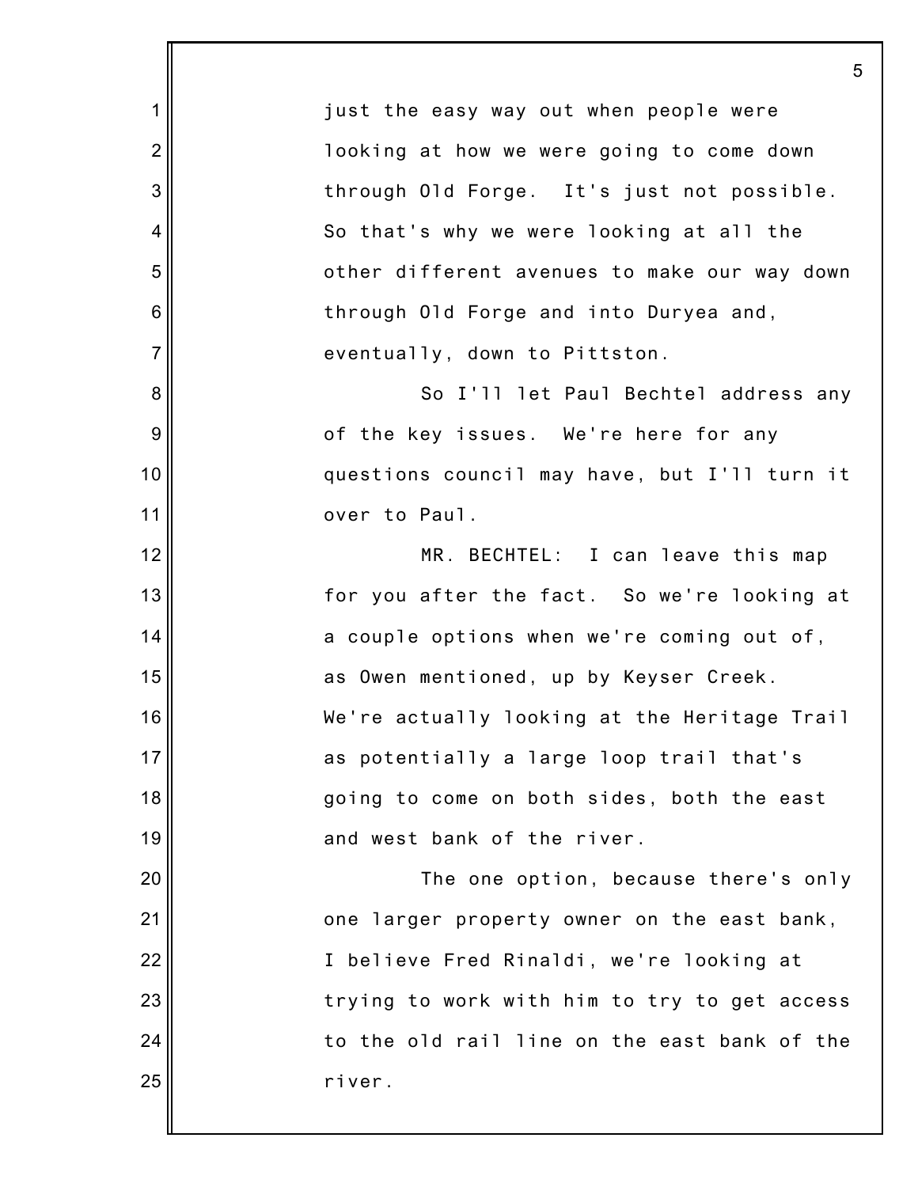just the easy way out when people were looking at how we were going to come down through Old Forge. It's just not possible. So that's why we were looking at all the other different avenues to make our way down through Old Forge and into Duryea and, eventually, down to Pittston.

So I'll let Paul Bechtel address any of the key issues. We're here for any questions council may have, but I'll turn it over to Paul.

MR. BECHTEL: I can leave this map for you after the fact. So we're looking at a couple options when we're coming out of, as Owen mentioned, up by Keyser Creek. We're actually looking at the Heritage Trail as potentially a large loop trail that's going to come on both sides, both the east and west bank of the river.

The one option, because there's only one larger property owner on the east bank, I believe Fred Rinaldi, we're looking at trying to work with him to try to get access to the old rail line on the east bank of the river.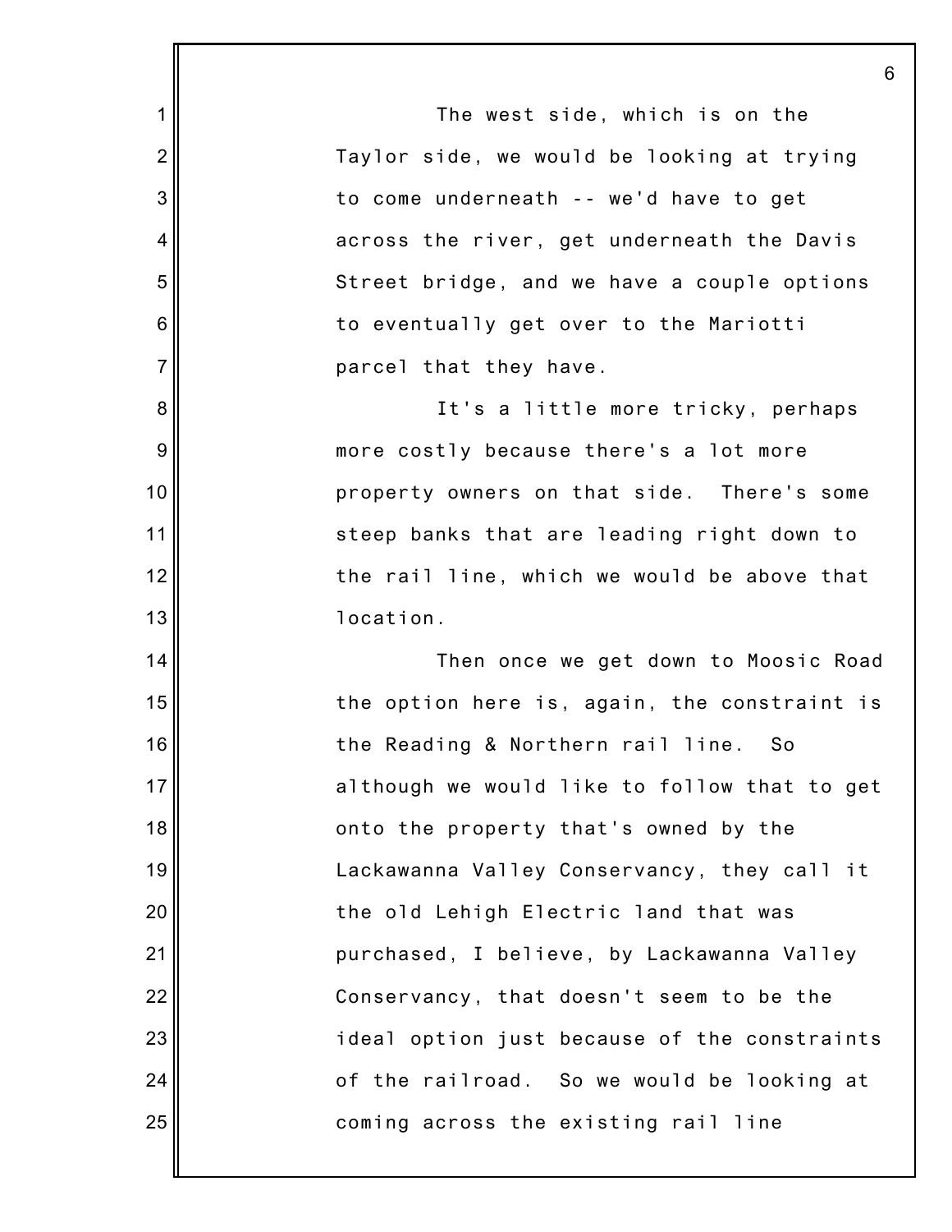The west side, which is on the Taylor side, we would be looking at trying to come underneath -- we'd have to get across the river, get underneath the Davis Street bridge, and we have a couple options to eventually get over to the Mariotti parcel that they have.

It's a little more tricky, perhaps more costly because there's a lot more property owners on that side. There's some steep banks that are leading right down to the rail line, which we would be above that location.

Then once we get down to Moosic Road the option here is, again, the constraint is the Reading & Northern rail line. So although we would like to follow that to get onto the property that's owned by the Lackawanna Valley Conservancy, they call it the old Lehigh Electric land that was purchased, I believe, by Lackawanna Valley Conservancy, that doesn't seem to be the ideal option just because of the constraints of the railroad. So we would be looking at coming across the existing rail line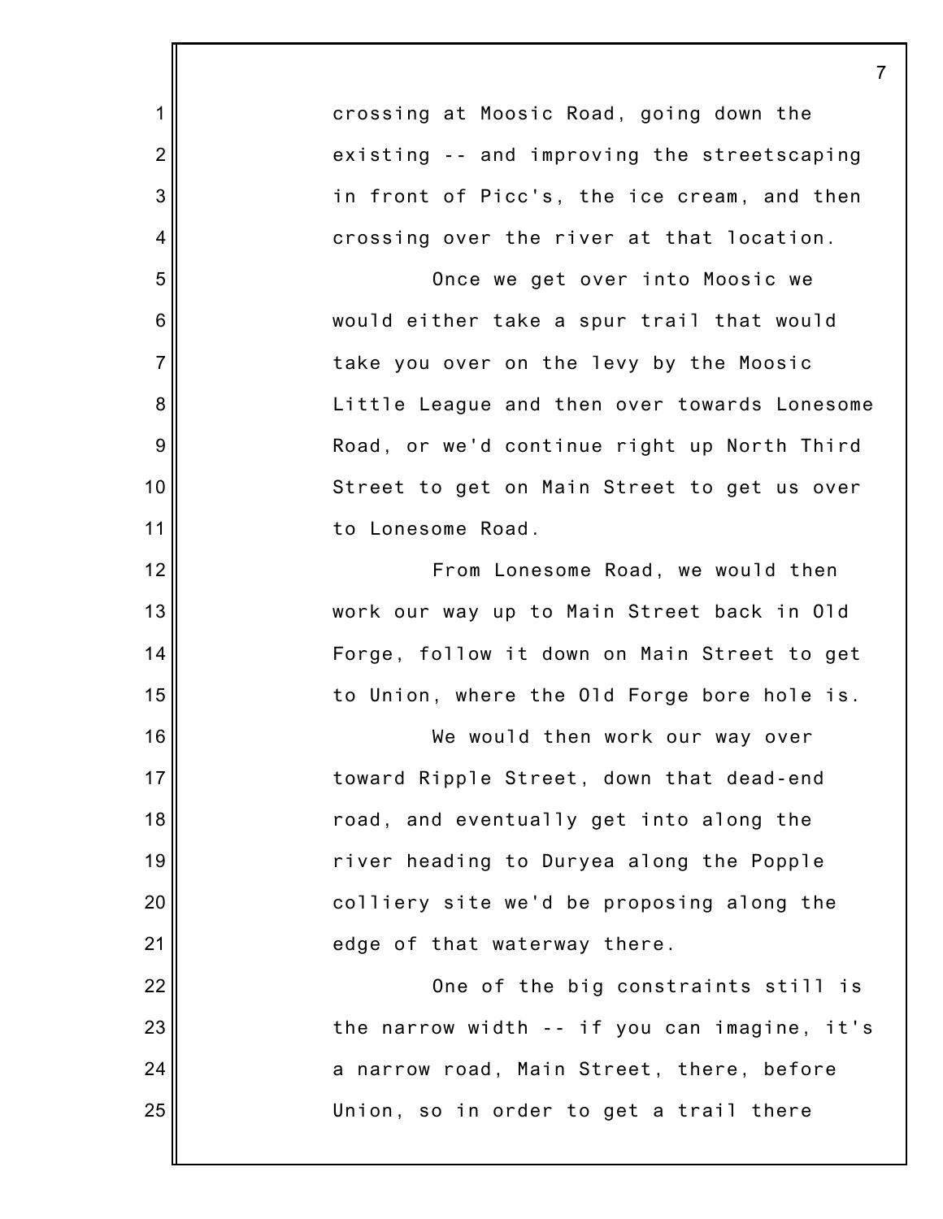crossing at Moosic Road, going down the existing -- and improving the streetscaping in front of Picc's, the ice cream, and then crossing over the river at that location.

Once we get over into Moosic we would either take a spur trail that would take you over on the levy by the Moosic Little League and then over towards Lonesome Road, or we'd continue right up North Third Street to get on Main Street to get us over to Lonesome Road.

From Lonesome Road, we would then work our way up to Main Street back in Old Forge, follow it down on Main Street to get to Union, where the Old Forge bore hole is.

We would then work our way over toward Ripple Street, down that dead-end road, and eventually get into along the river heading to Duryea along the Popple colliery site we'd be proposing along the edge of that waterway there.

One of the big constraints still is the narrow width -- if you can imagine, it's a narrow road, Main Street, there, before Union, so in order to get a trail there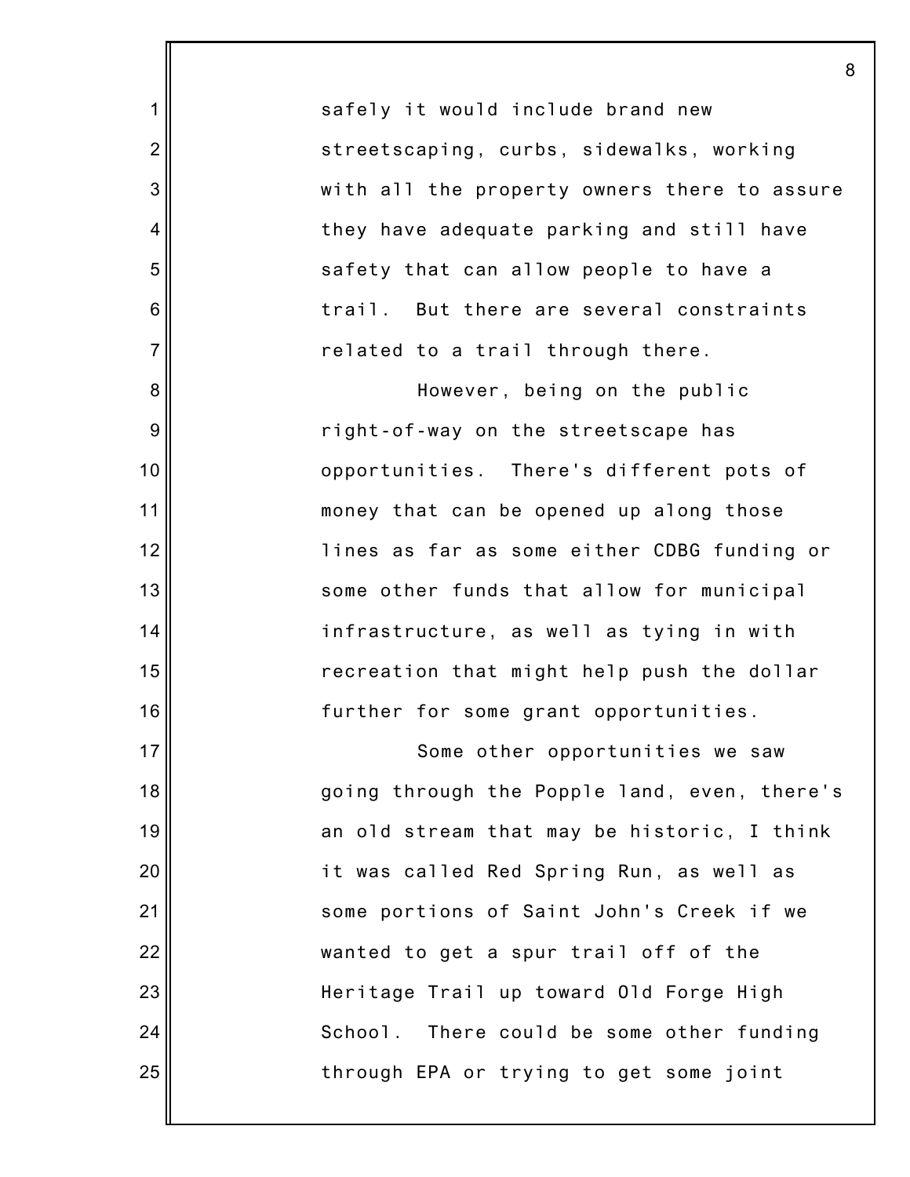safely it would include brand new streetscaping, curbs, sidewalks, working with all the property owners there to assure they have adequate parking and still have safety that can allow people to have a trail. But there are several constraints related to a trail through there.

However, being on the public right-of-way on the streetscape has opportunities. There's different pots of money that can be opened up along those lines as far as some either CDBG funding or some other funds that allow for municipal infrastructure, as well as tying in with recreation that might help push the dollar further for some grant opportunities.

Some other opportunities we saw going through the Popple land, even, there's an old stream that may be historic, I think it was called Red Spring Run, as well as some portions of Saint John's Creek if we wanted to get a spur trail off of the Heritage Trail up toward Old Forge High School. There could be some other funding through EPA or trying to get some joint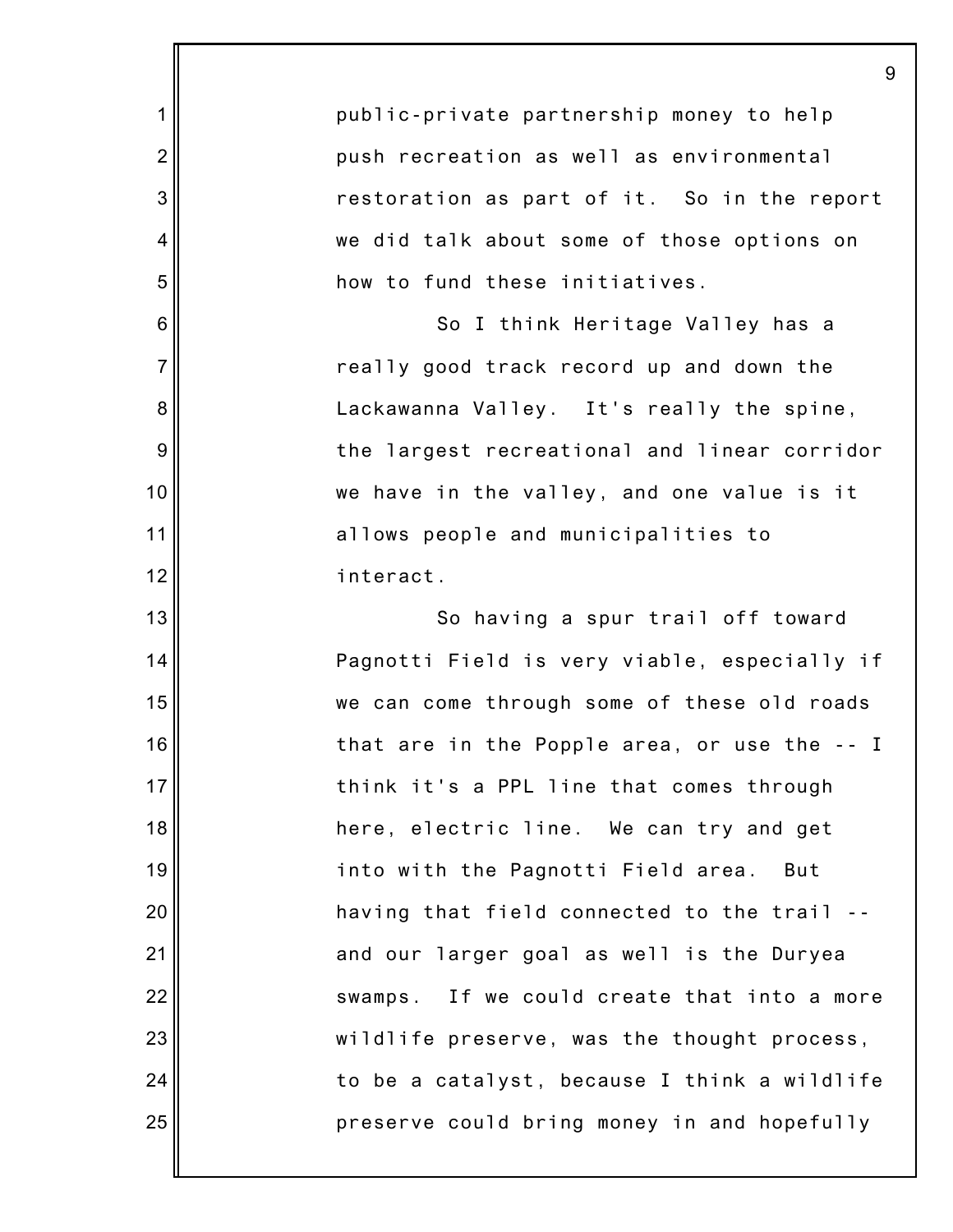public-private partnership money to help push recreation as well as environmental restoration as part of it. So in the report we did talk about some of those options on how to fund these initiatives.

So I think Heritage Valley has a really good track record up and down the Lackawanna Valley. It's really the spine, the largest recreational and linear corridor we have in the valley, and one value is it allows people and municipalities to interact.

So having a spur trail off toward Pagnotti Field is very viable, especially if we can come through some of these old roads that are in the Popple area, or use the -- I think it's a PPL line that comes through here, electric line. We can try and get into with the Pagnotti Field area. But having that field connected to the trail -- and our larger goal as well is the Duryea swamps. If we could create that into a more wildlife preserve, was the thought process, to be a catalyst, because I think a wildlife preserve could bring money in and hopefully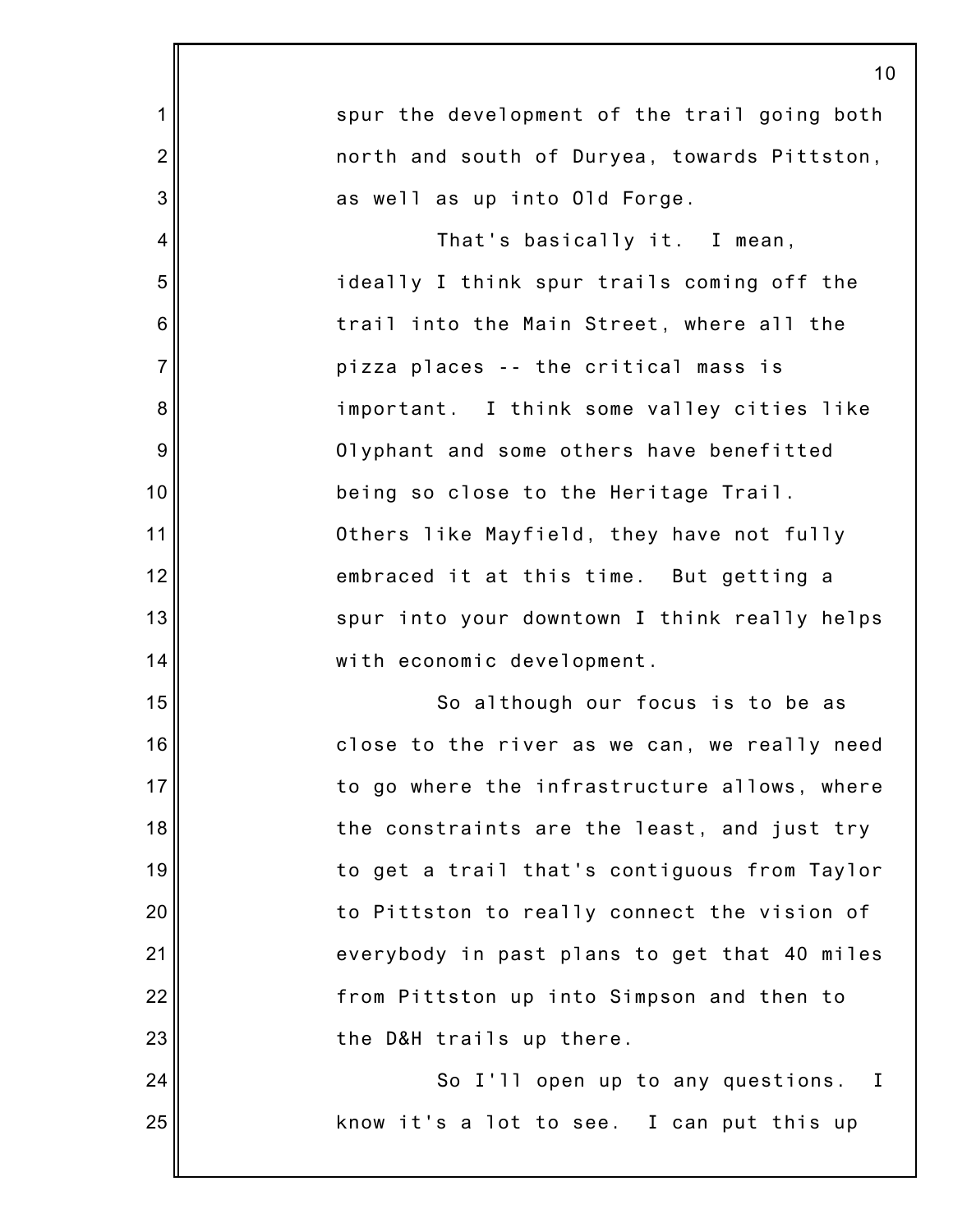spur the development of the trail going both north and south of Duryea, towards Pittston, as well as up into Old Forge.

That's basically it. I mean, ideally I think spur trails coming off the trail into the Main Street, where all the pizza places -- the critical mass is important. I think some valley cities like Olyphant and some others have benefitted being so close to the Heritage Trail. Others like Mayfield, they have not fully embraced it at this time. But getting a spur into your downtown I think really helps with economic development.

So although our focus is to be as close to the river as we can, we really need to go where the infrastructure allows, where the constraints are the least, and just try to get a trail that's contiguous from Taylor to Pittston to really connect the vision of everybody in past plans to get that 40 miles from Pittston up into Simpson and then to the D&H trails up there.

So I'll open up to any questions. I know it's a lot to see. I can put this up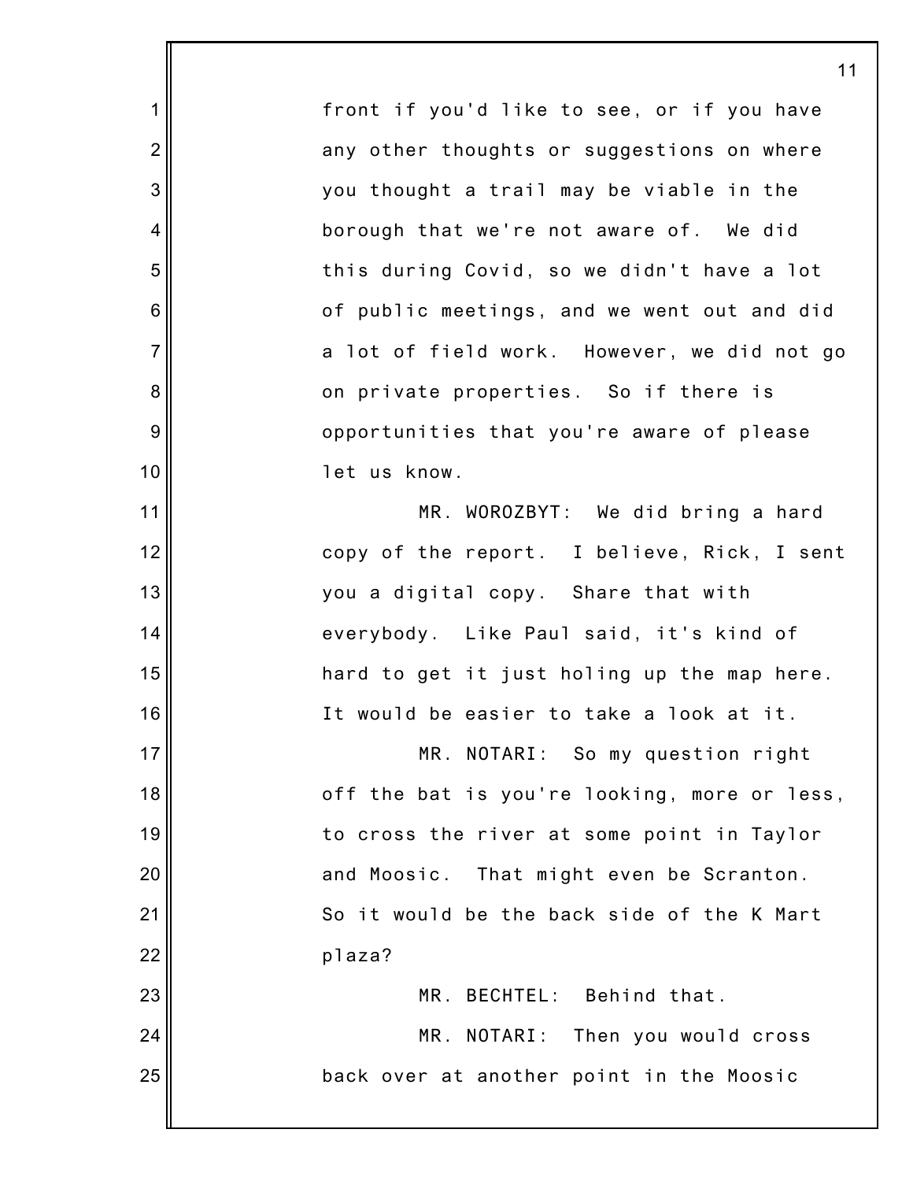front if you'd like to see, or if you have any other thoughts or suggestions on where you thought a trail may be viable in the borough that we're not aware of. We did this during Covid, so we didn't have a lot of public meetings, and we went out and did a lot of field work. However, we did not go on private properties. So if there is opportunities that you're aware of please let us know.

MR. WOROZBYT: We did bring a hard copy of the report. I believe, Rick, I sent you a digital copy. Share that with everybody. Like Paul said, it's kind of hard to get it just holing up the map here. It would be easier to take a look at it.

MR. NOTARI: So my question right off the bat is you're looking, more or less, to cross the river at some point in Taylor and Moosic. That might even be Scranton. So it would be the back side of the K Mart plaza?

MR. BECHTEL: Behind that.

MR. NOTARI: Then you would cross back over at another point in the Moosic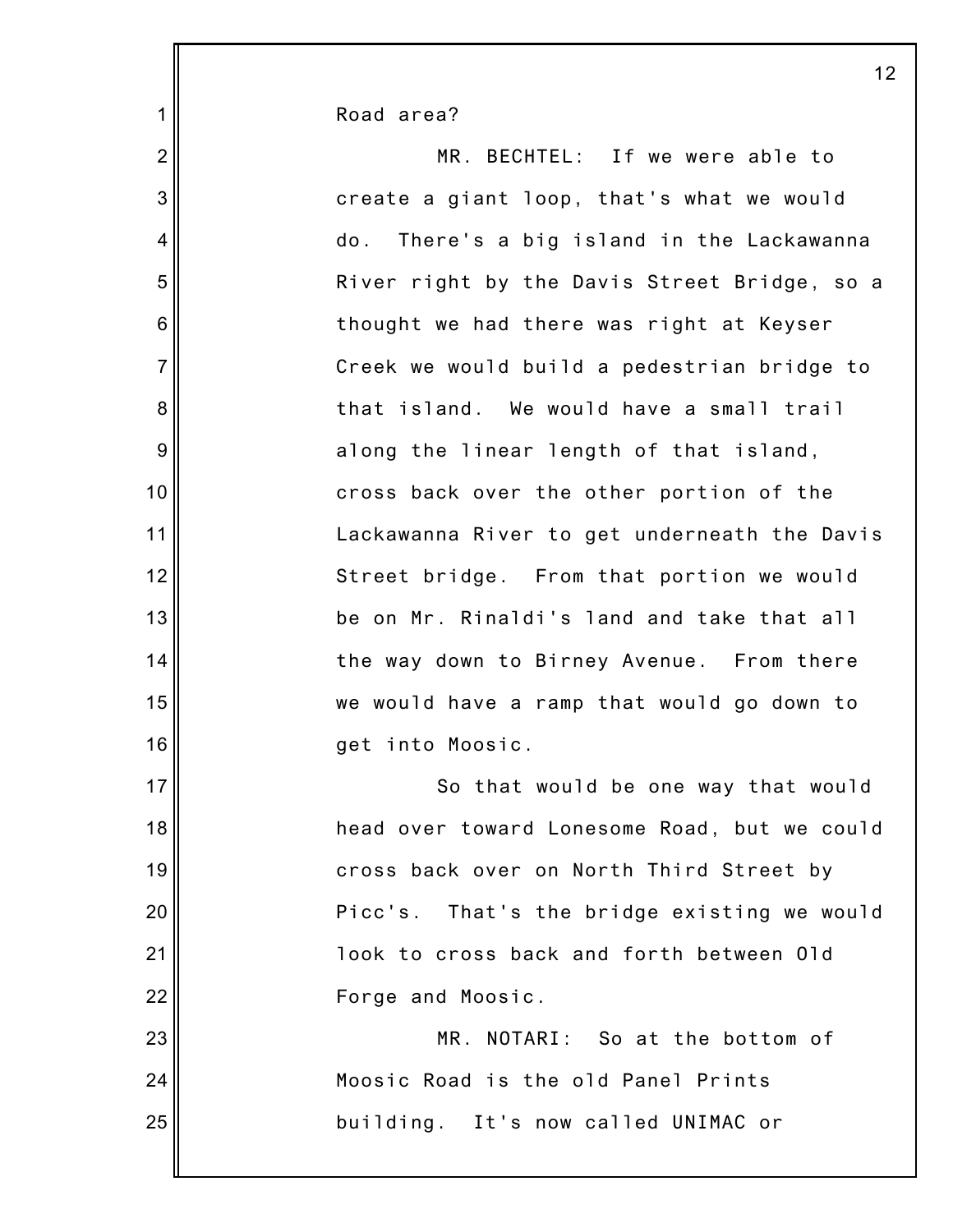Road area?

MR. BECHTEL: If we were able to create a giant loop, that's what we would do. There's a big island in the Lackawanna River right by the Davis Street Bridge, so a thought we had there was right at Keyser Creek we would build a pedestrian bridge to that island. We would have a small trail along the linear length of that island, cross back over the other portion of the Lackawanna River to get underneath the Davis Street bridge. From that portion we would be on Mr. Rinaldi's land and take that all the way down to Birney Avenue. From there we would have a ramp that would go down to get into Moosic.

So that would be one way that would head over toward Lonesome Road, but we could cross back over on North Third Street by Picc's. That's the bridge existing we would look to cross back and forth between Old Forge and Moosic.

MR. NOTARI: So at the bottom of Moosic Road is the old Panel Prints building. It's now called UNIMAC or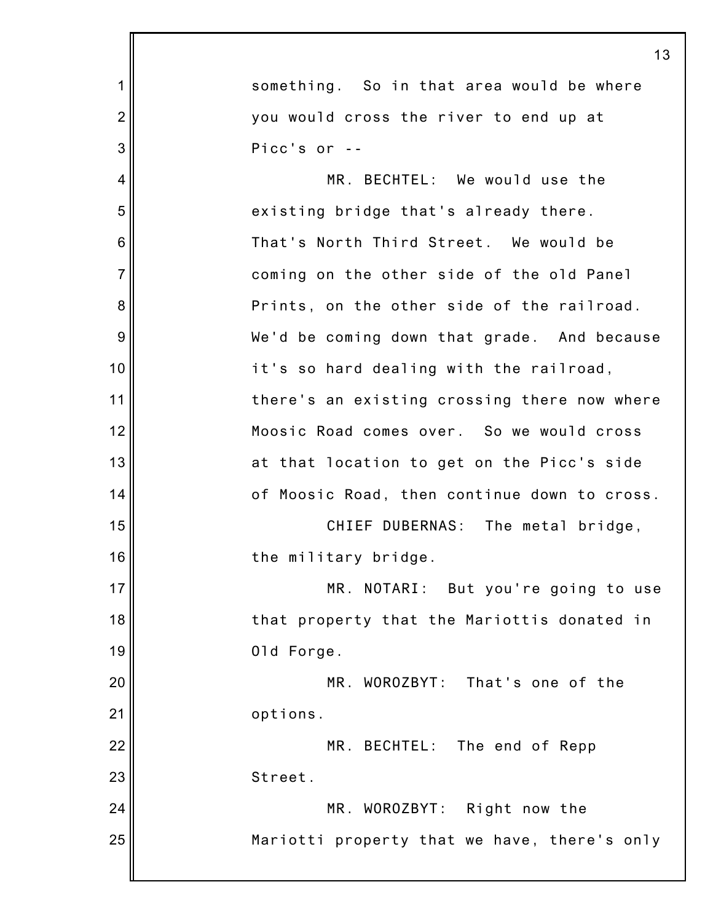something. So in that area would be where you would cross the river to end up at Picc's or --

MR. BECHTEL: We would use the existing bridge that's already there. That's North Third Street. We would be coming on the other side of the old Panel Prints, on the other side of the railroad. We'd be coming down that grade. And because it's so hard dealing with the railroad, there's an existing crossing there now where Moosic Road comes over. So we would cross at that location to get on the Picc's side of Moosic Road, then continue down to cross.

CHIEF DUBERNAS: The metal bridge, the military bridge.

MR. NOTARI: But you're going to use that property that the Mariottis donated in Old Forge.

MR. WOROZBYT: That's one of the options.

MR. BECHTEL: The end of Repp Street.

MR. WOROZBYT: Right now the Mariotti property that we have, there's only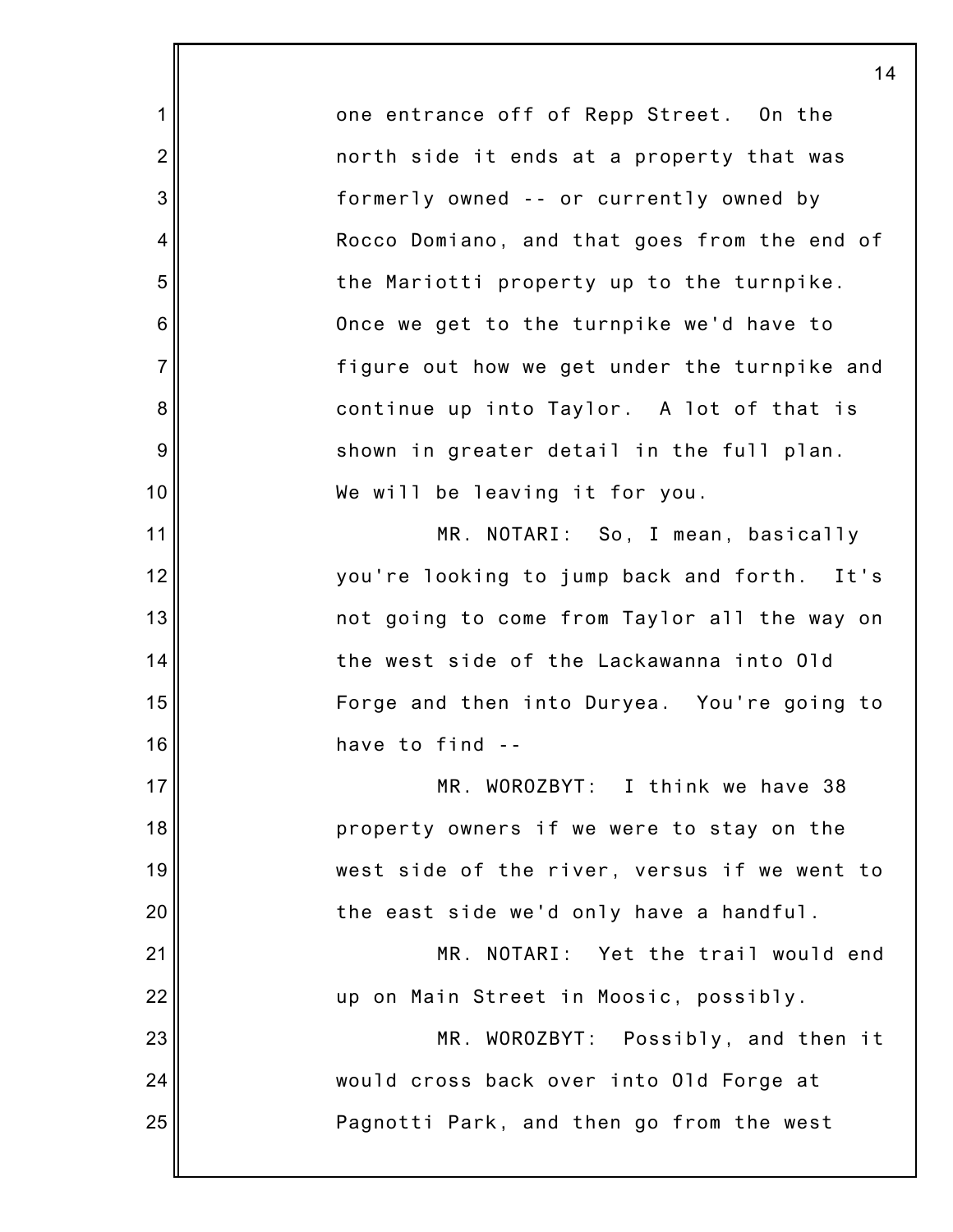one entrance off of Repp Street. On the north side it ends at a property that was formerly owned -- or currently owned by Rocco Domiano, and that goes from the end of the Mariotti property up to the turnpike. Once we get to the turnpike we'd have to figure out how we get under the turnpike and continue up into Taylor. A lot of that is shown in greater detail in the full plan. We will be leaving it for you.

MR. NOTARI: So, I mean, basically you're looking to jump back and forth. It's not going to come from Taylor all the way on the west side of the Lackawanna into Old Forge and then into Duryea. You're going to have to find --

MR. WOROZBYT: I think we have 38 property owners if we were to stay on the west side of the river, versus if we went to the east side we'd only have a handful.

MR. NOTARI: Yet the trail would end up on Main Street in Moosic, possibly.

MR. WOROZBYT: Possibly, and then it would cross back over into Old Forge at Pagnotti Park, and then go from the west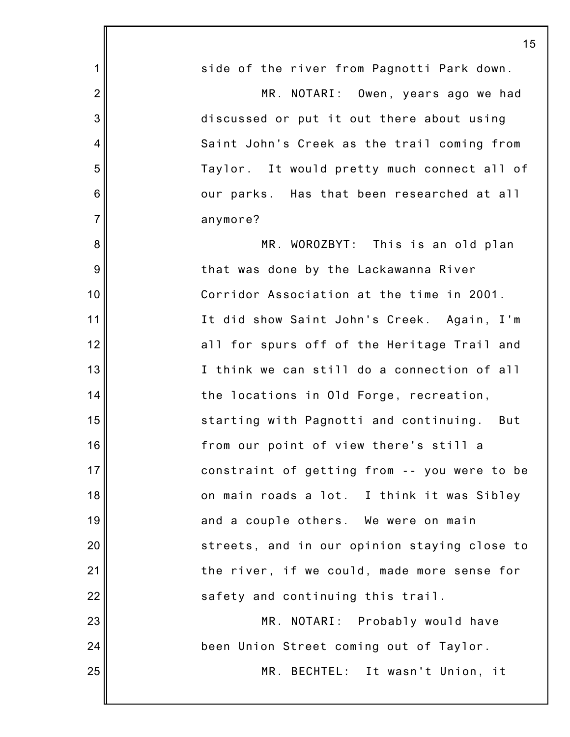side of the river from Pagnotti Park down.

MR. NOTARI: Owen, years ago we had discussed or put it out there about using Saint John's Creek as the trail coming from Taylor. It would pretty much connect all of our parks. Has that been researched at all anymore?

MR. WOROZBYT: This is an old plan that was done by the Lackawanna River Corridor Association at the time in 2001. It did show Saint John's Creek. Again, I'm all for spurs off of the Heritage Trail and I think we can still do a connection of all the locations in Old Forge, recreation, starting with Pagnotti and continuing. But from our point of view there's still a constraint of getting from -- you were to be on main roads a lot. I think it was Sibley and a couple others. We were on main streets, and in our opinion staying close to the river, if we could, made more sense for safety and continuing this trail.

MR. NOTARI: Probably would have been Union Street coming out of Taylor.

MR. BECHTEL: It wasn't Union, it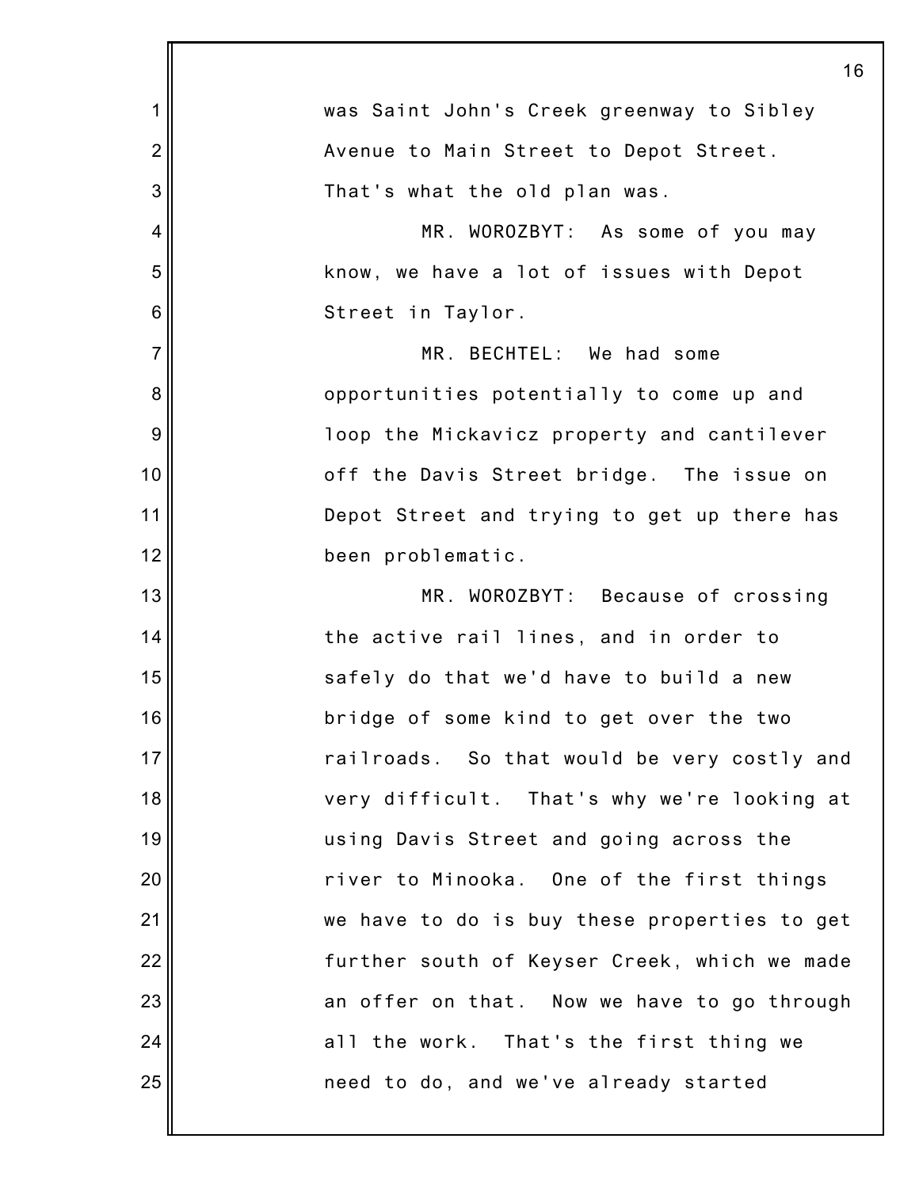was Saint John's Creek greenway to Sibley Avenue to Main Street to Depot Street. That's what the old plan was.

MR. WOROZBYT: As some of you may know, we have a lot of issues with Depot Street in Taylor.

MR. BECHTEL: We had some opportunities potentially to come up and loop the Mickavicz property and cantilever off the Davis Street bridge. The issue on Depot Street and trying to get up there has been problematic.

MR. WOROZBYT: Because of crossing the active rail lines, and in order to safely do that we'd have to build a new bridge of some kind to get over the two railroads. So that would be very costly and very difficult. That's why we're looking at using Davis Street and going across the river to Minooka. One of the first things we have to do is buy these properties to get further south of Keyser Creek, which we made an offer on that. Now we have to go through all the work. That's the first thing we need to do, and we've already started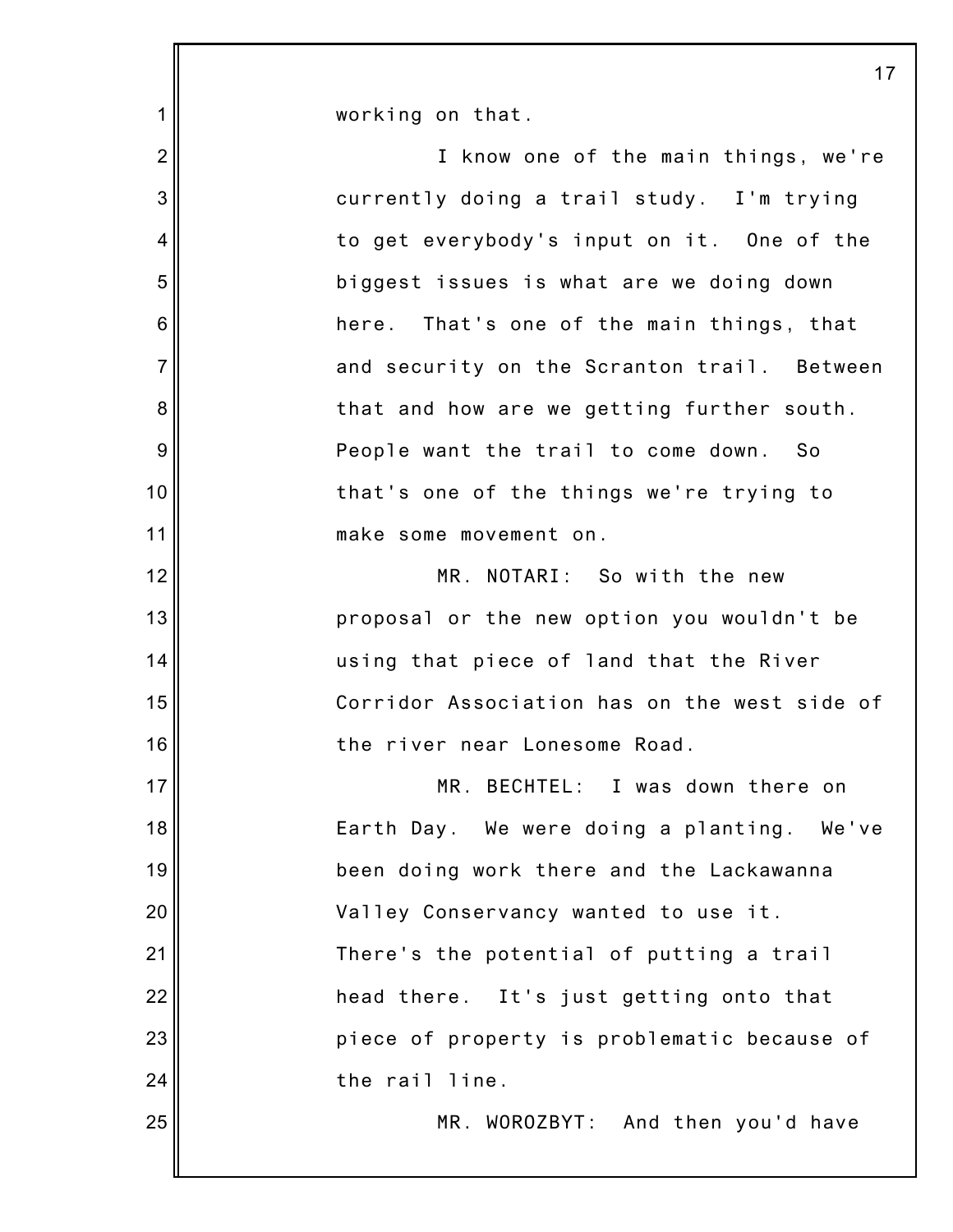working on that.

I know one of the main things, we're currently doing a trail study. I'm trying to get everybody's input on it. One of the biggest issues is what are we doing down here. That's one of the main things, that and security on the Scranton trail. Between that and how are we getting further south. People want the trail to come down. So that's one of the things we're trying to make some movement on.

MR. NOTARI: So with the new proposal or the new option you wouldn't be using that piece of land that the River Corridor Association has on the west side of the river near Lonesome Road.

MR. BECHTEL: I was down there on Earth Day. We were doing a planting. We've been doing work there and the Lackawanna Valley Conservancy wanted to use it. There's the potential of putting a trail head there. It's just getting onto that piece of property is problematic because of the rail line.

MR. WOROZBYT: And then you'd have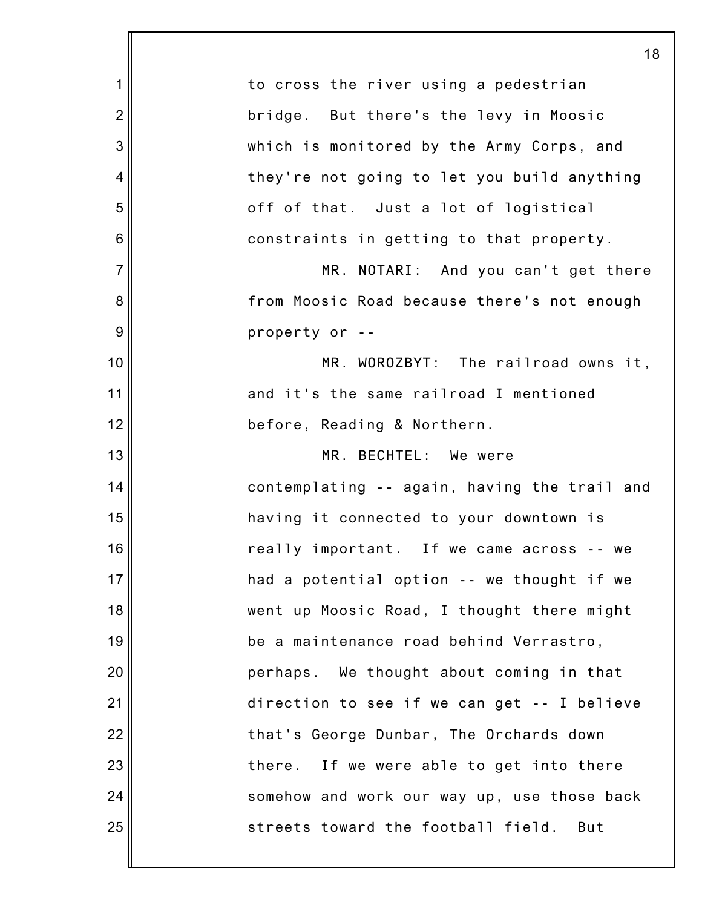to cross the river using a pedestrian bridge. But there's the levy in Moosic which is monitored by the Army Corps, and they're not going to let you build anything off of that. Just a lot of logistical constraints in getting to that property.

MR. NOTARI: And you can't get there from Moosic Road because there's not enough property or --

MR. WOROZBYT: The railroad owns it, and it's the same railroad I mentioned before, Reading & Northern.

MR. BECHTEL: We were contemplating -- again, having the trail and having it connected to your downtown is really important. If we came across -- we had a potential option -- we thought if we went up Moosic Road, I thought there might be a maintenance road behind Verrastro, perhaps. We thought about coming in that direction to see if we can get -- I believe that's George Dunbar, The Orchards down there. If we were able to get into there somehow and work our way up, use those back streets toward the football field. But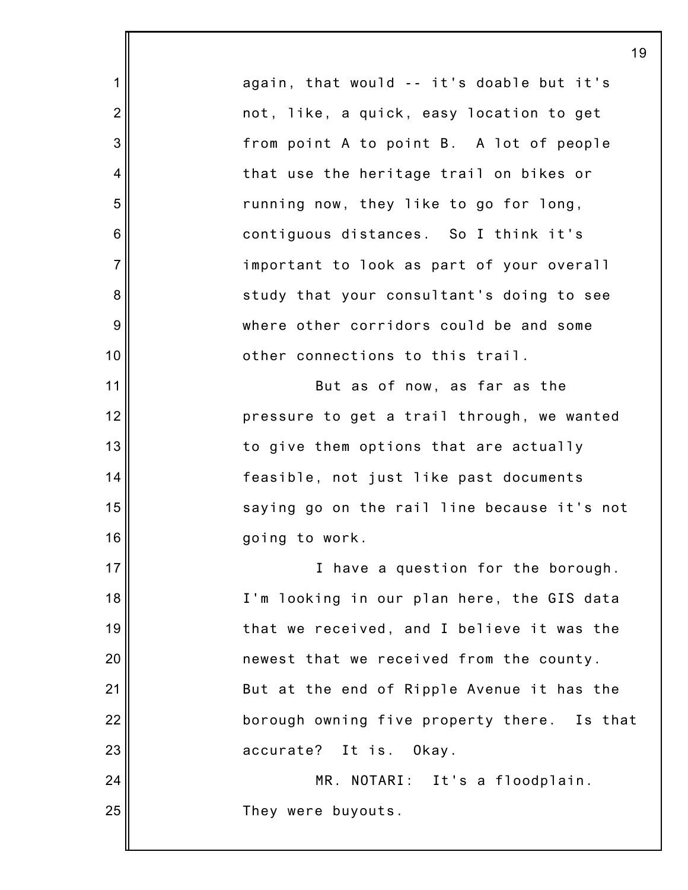again, that would -- it's doable but it's not, like, a quick, easy location to get from point A to point B. A lot of people that use the heritage trail on bikes or running now, they like to go for long, contiguous distances. So I think it's important to look as part of your overall study that your consultant's doing to see where other corridors could be and some other connections to this trail.

But as of now, as far as the pressure to get a trail through, we wanted to give them options that are actually feasible, not just like past documents saying go on the rail line because it's not going to work.

I have a question for the borough. I'm looking in our plan here, the GIS data that we received, and I believe it was the newest that we received from the county. But at the end of Ripple Avenue it has the borough owning five property there. Is that accurate? It is. Okay.

MR. NOTARI: It's a floodplain. They were buyouts.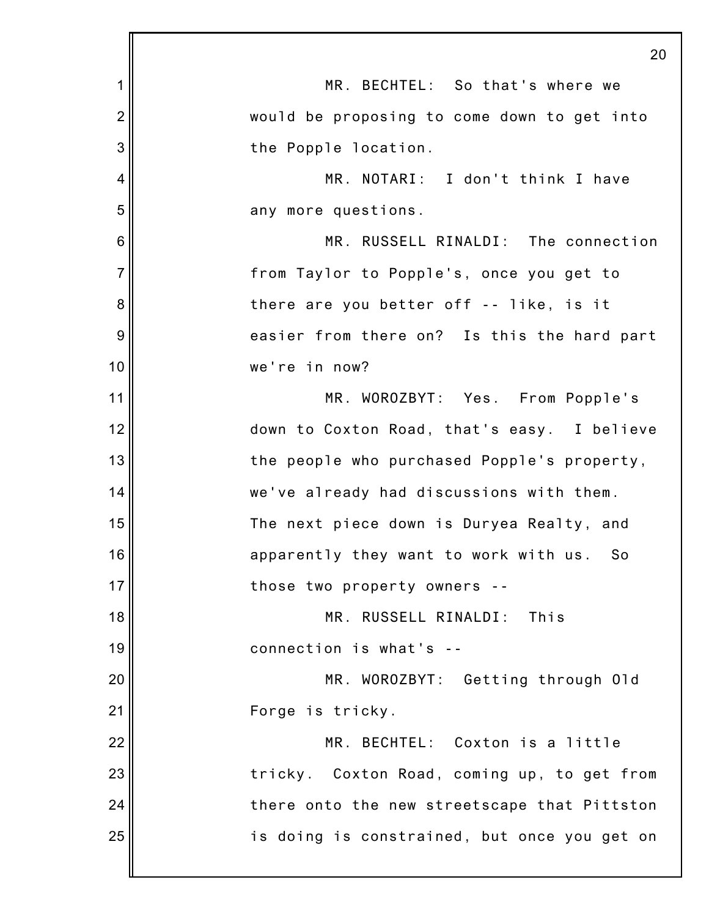MR. BECHTEL: So that's where we would be proposing to come down to get into the Popple location.

MR. NOTARI: I don't think I have any more questions.

MR. RUSSELL RINALDI: The connection from Taylor to Popple's, once you get to there are you better off -- like, is it easier from there on? Is this the hard part we're in now?

MR. WOROZBYT: Yes. From Popple's down to Coxton Road, that's easy. I believe the people who purchased Popple's property, we've already had discussions with them. The next piece down is Duryea Realty, and apparently they want to work with us. So those two property owners --

MR. RUSSELL RINALDI: This connection is what's --

MR. WOROZBYT: Getting through Old Forge is tricky.

MR. BECHTEL: Coxton is a little tricky. Coxton Road, coming up, to get from there onto the new streetscape that Pittston is doing is constrained, but once you get on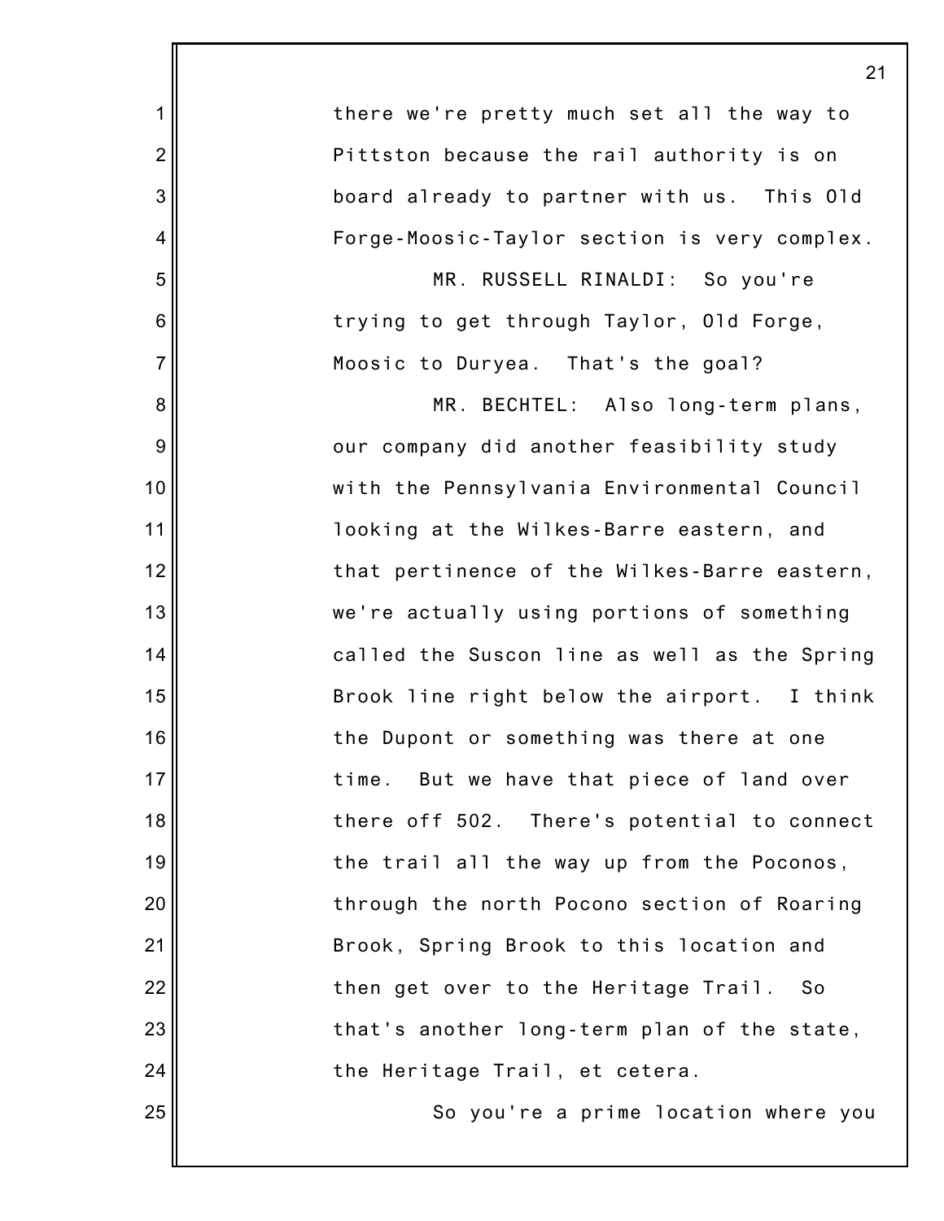there we're pretty much set all the way to Pittston because the rail authority is on board already to partner with us. This Old Forge-Moosic-Taylor section is very complex.

MR. RUSSELL RINALDI: So you're trying to get through Taylor, Old Forge, Moosic to Duryea. That's the goal?

MR. BECHTEL: Also long-term plans, our company did another feasibility study with the Pennsylvania Environmental Council looking at the Wilkes-Barre eastern, and that pertinence of the Wilkes-Barre eastern, we're actually using portions of something called the Suscon line as well as the Spring Brook line right below the airport. I think the Dupont or something was there at one time. But we have that piece of land over there off 502. There's potential to connect the trail all the way up from the Poconos, through the north Pocono section of Roaring Brook, Spring Brook to this location and then get over to the Heritage Trail. So that's another long-term plan of the state, the Heritage Trail, et cetera.

So you're a prime location where you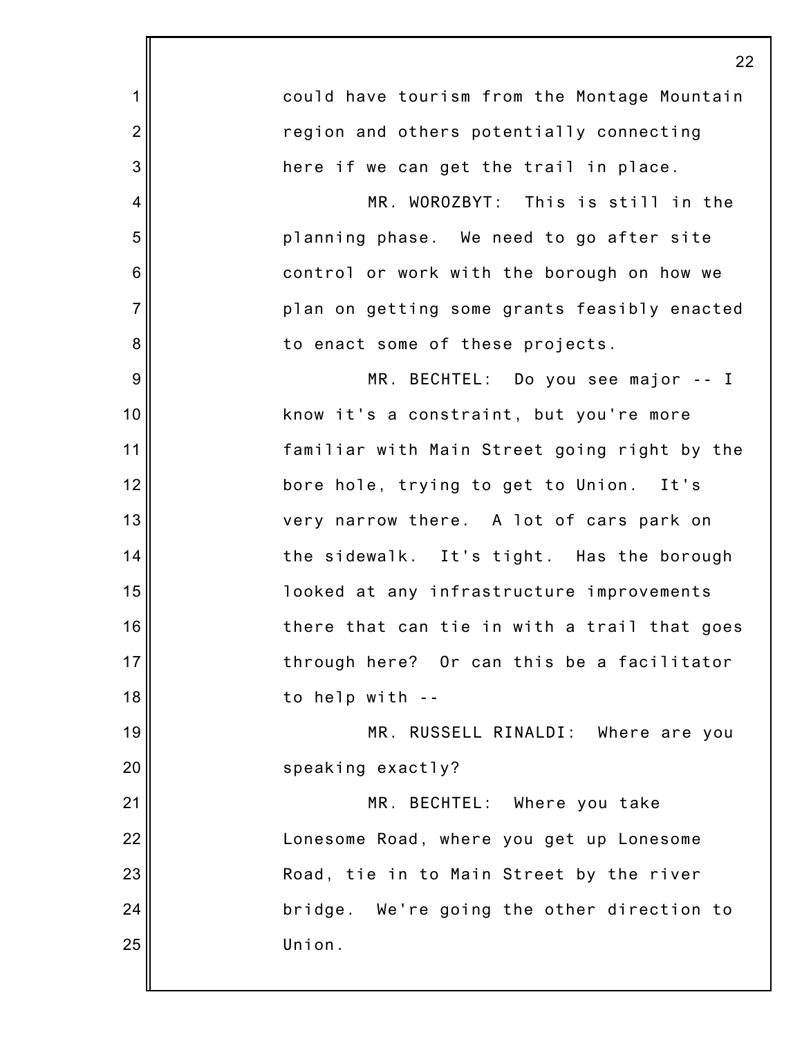could have tourism from the Montage Mountain region and others potentially connecting here if we can get the trail in place.

MR. WOROZBYT: This is still in the planning phase. We need to go after site control or work with the borough on how we plan on getting some grants feasibly enacted to enact some of these projects.

MR. BECHTEL: Do you see major -- I know it's a constraint, but you're more familiar with Main Street going right by the bore hole, trying to get to Union. It's very narrow there. A lot of cars park on the sidewalk. It's tight. Has the borough looked at any infrastructure improvements there that can tie in with a trail that goes through here? Or can this be a facilitator to help with --

MR. RUSSELL RINALDI: Where are you speaking exactly?

MR. BECHTEL: Where you take Lonesome Road, where you get up Lonesome Road, tie in to Main Street by the river bridge. We're going the other direction to Union.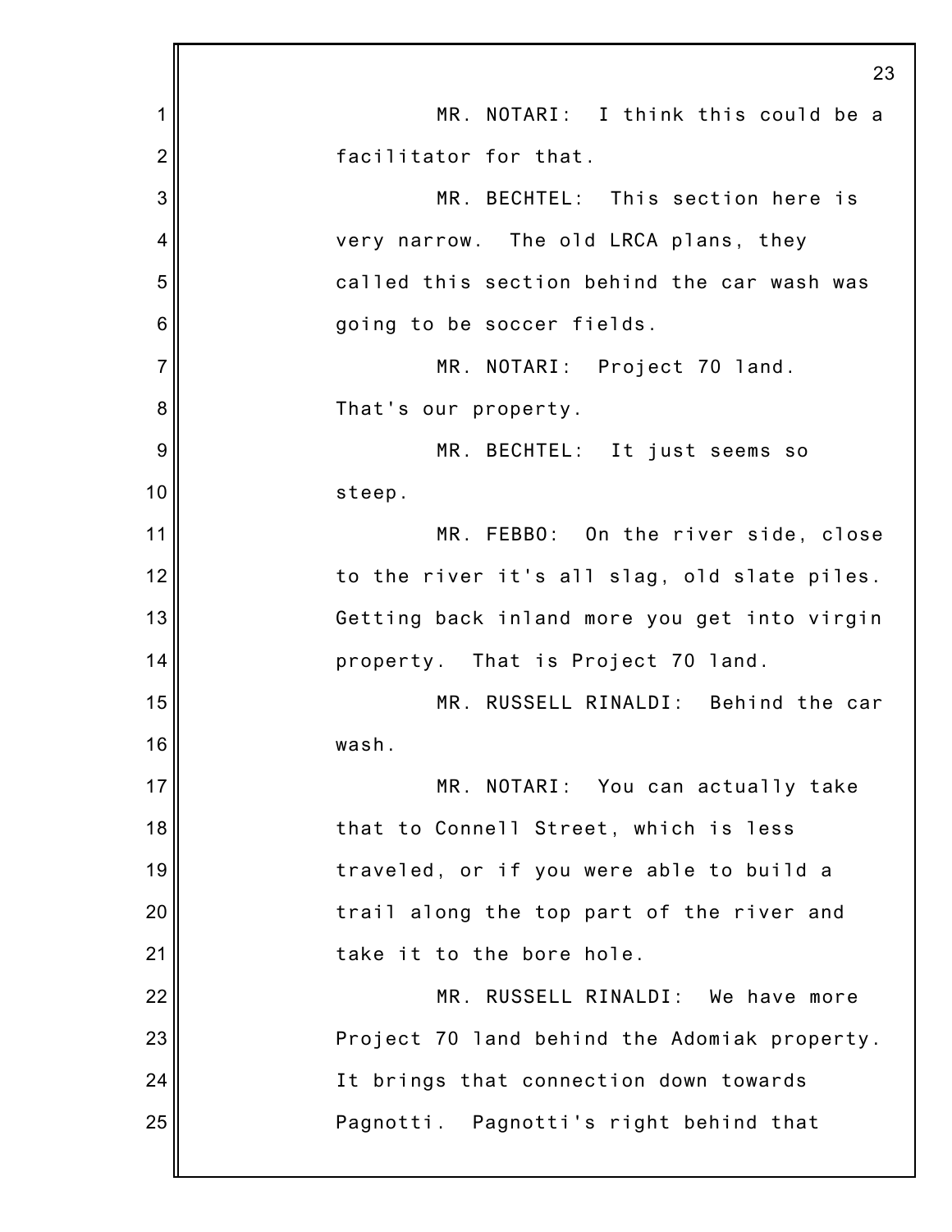MR. NOTARI: I think this could be a facilitator for that.

MR. BECHTEL: This section here is very narrow. The old LRCA plans, they called this section behind the car wash was going to be soccer fields.

MR. NOTARI: Project 70 land. That's our property.

MR. BECHTEL: It just seems so steep.

MR. FEBBO: On the river side, close to the river it's all slag, old slate piles. Getting back inland more you get into virgin property. That is Project 70 land.

MR. RUSSELL RINALDI: Behind the car wash.

MR. NOTARI: You can actually take that to Connell Street, which is less traveled, or if you were able to build a trail along the top part of the river and take it to the bore hole.

MR. RUSSELL RINALDI: We have more Project 70 land behind the Adomiak property. It brings that connection down towards Pagnotti. Pagnotti's right behind that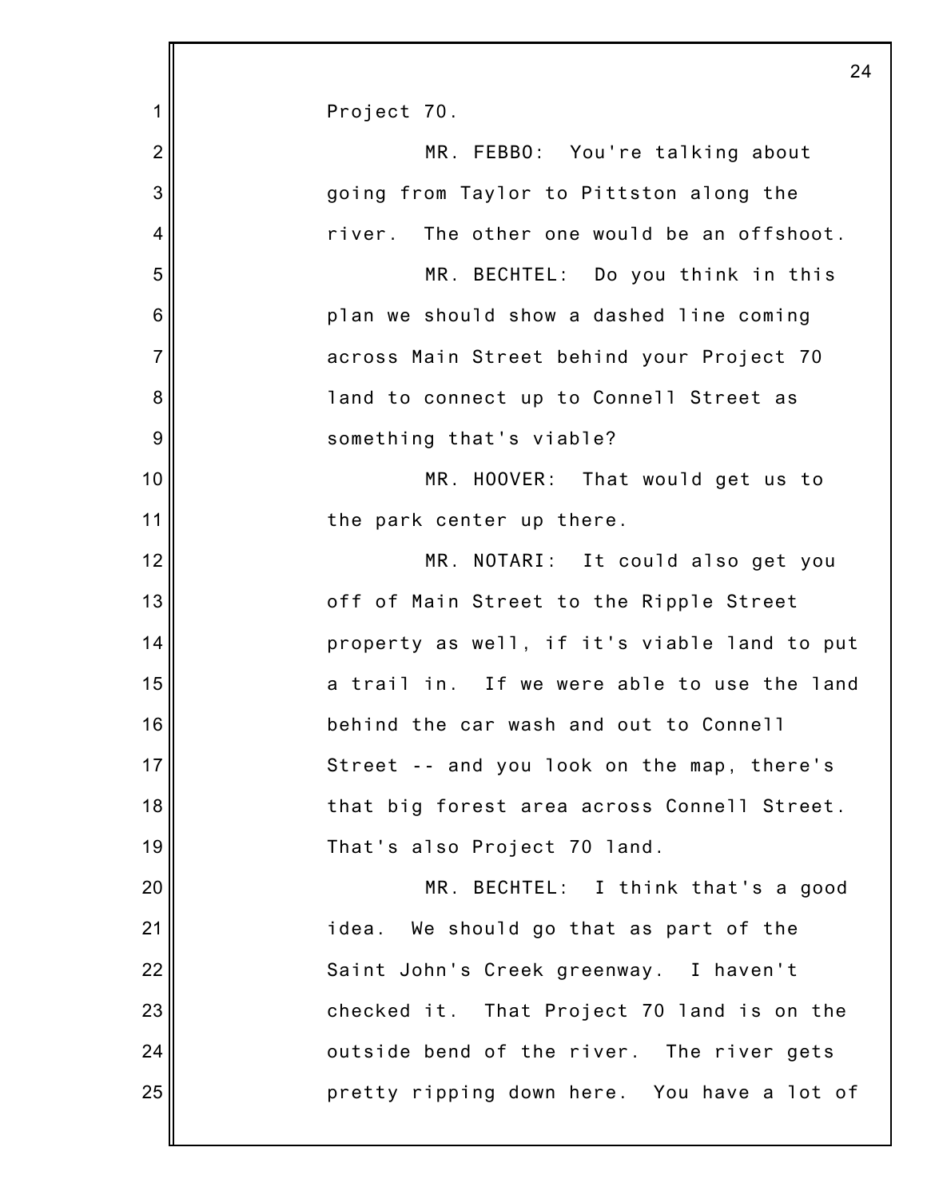Project 70.

MR. FEBBO: You're talking about going from Taylor to Pittston along the river. The other one would be an offshoot.

MR. BECHTEL: Do you think in this plan we should show a dashed line coming across Main Street behind your Project 70 land to connect up to Connell Street as something that's viable?

MR. HOOVER: That would get us to the park center up there.

MR. NOTARI: It could also get you off of Main Street to the Ripple Street property as well, if it's viable land to put a trail in. If we were able to use the land behind the car wash and out to Connell Street -- and you look on the map, there's that big forest area across Connell Street. That's also Project 70 land.

MR. BECHTEL: I think that's a good idea. We should go that as part of the Saint John's Creek greenway. I haven't checked it. That Project 70 land is on the outside bend of the river. The river gets pretty ripping down here. You have a lot of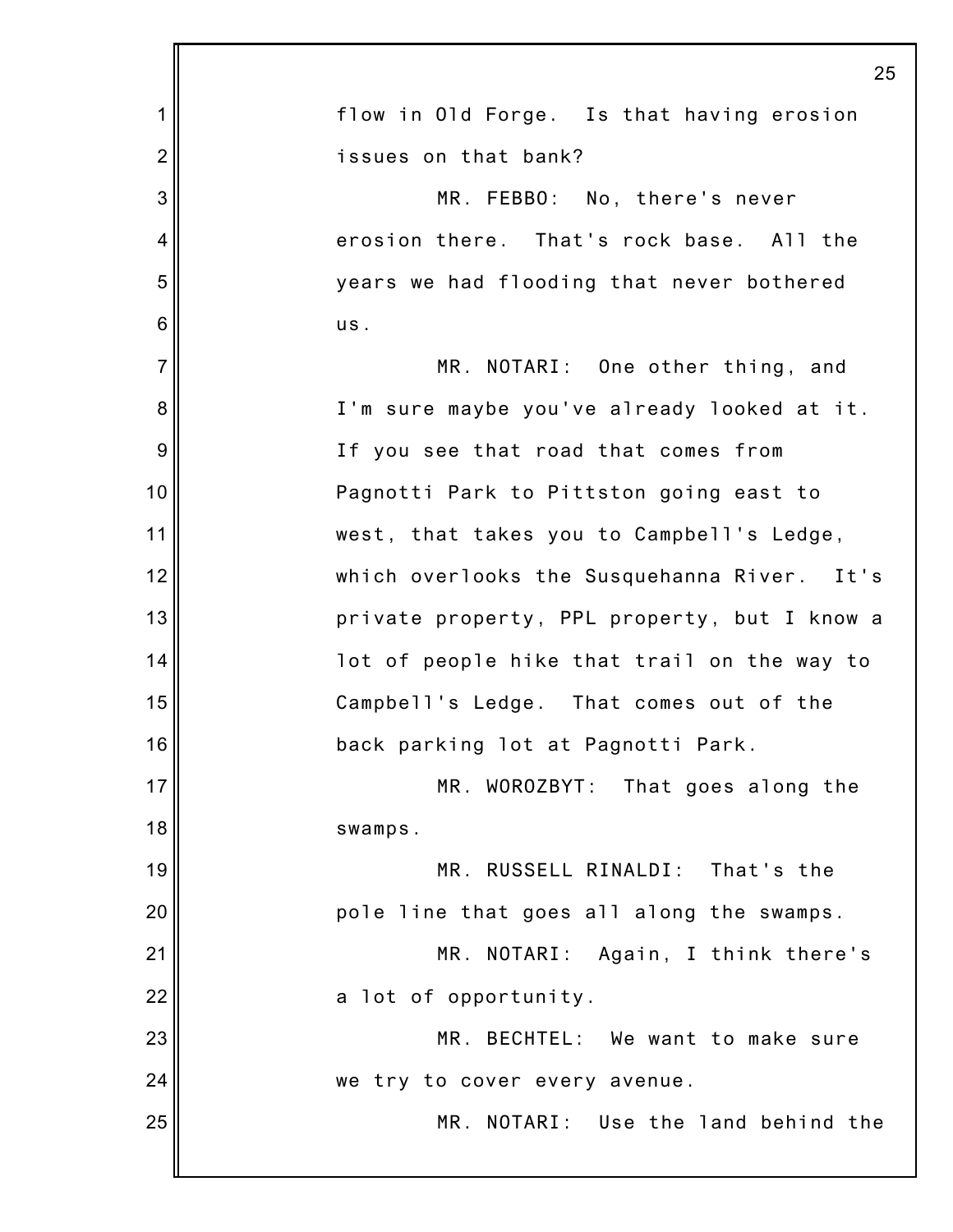flow in Old Forge. Is that having erosion issues on that bank?

MR. FEBBO: No, there's never erosion there. That's rock base. All the years we had flooding that never bothered us.

MR. NOTARI: One other thing, and I'm sure maybe you've already looked at it. If you see that road that comes from Pagnotti Park to Pittston going east to west, that takes you to Campbell's Ledge, which overlooks the Susquehanna River. It's private property, PPL property, but I know a lot of people hike that trail on the way to Campbell's Ledge. That comes out of the back parking lot at Pagnotti Park.

MR. WOROZBYT: That goes along the swamps.

MR. RUSSELL RINALDI: That's the pole line that goes all along the swamps.

MR. NOTARI: Again, I think there's a lot of opportunity.

MR. BECHTEL: We want to make sure we try to cover every avenue.

MR. NOTARI: Use the land behind the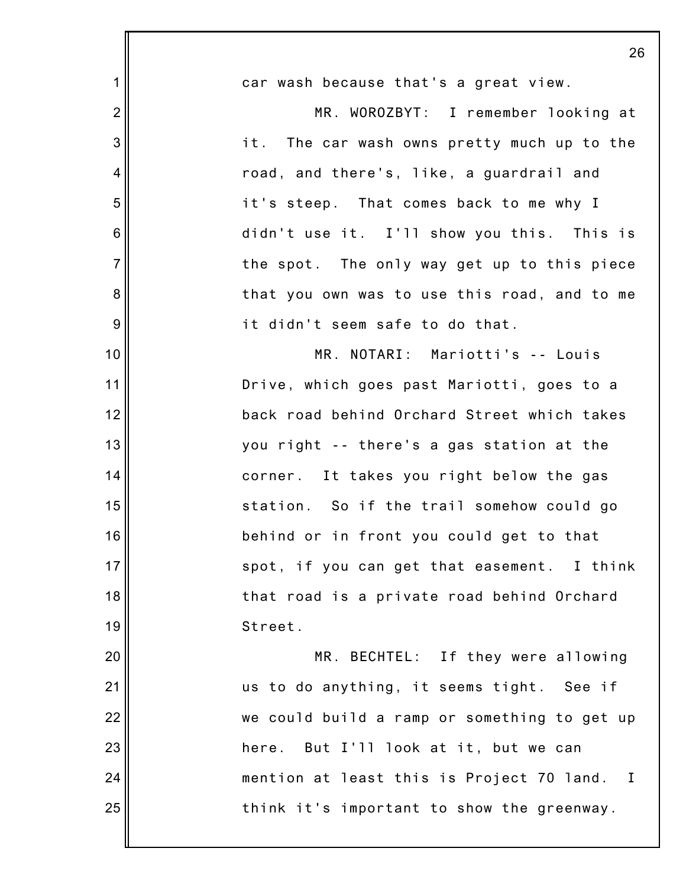car wash because that's a great view.

MR. WOROZBYT: I remember looking at it. The car wash owns pretty much up to the road, and there's, like, a guardrail and it's steep. That comes back to me why I didn't use it. I'll show you this. This is the spot. The only way get up to this piece that you own was to use this road, and to me it didn't seem safe to do that.

MR. NOTARI: Mariotti's -- Louis Drive, which goes past Mariotti, goes to a back road behind Orchard Street which takes you right -- there's a gas station at the corner. It takes you right below the gas station. So if the trail somehow could go behind or in front you could get to that spot, if you can get that easement. I think that road is a private road behind Orchard Street.

MR. BECHTEL: If they were allowing us to do anything, it seems tight. See if we could build a ramp or something to get up here. But I'll look at it, but we can mention at least this is Project 70 land. I think it's important to show the greenway.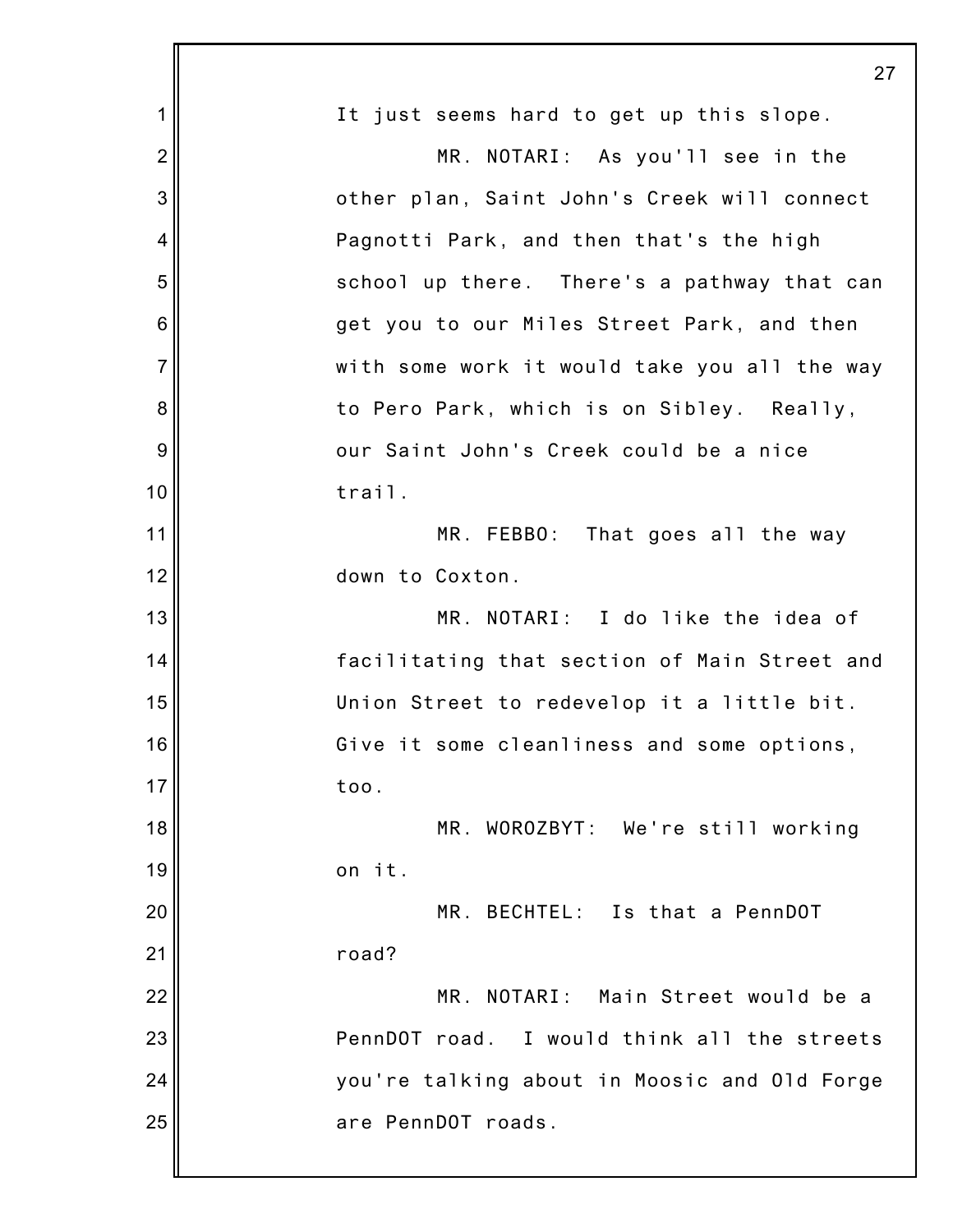It just seems hard to get up this slope.

MR. NOTARI: As you'll see in the other plan, Saint John's Creek will connect Pagnotti Park, and then that's the high school up there. There's a pathway that can get you to our Miles Street Park, and then with some work it would take you all the way to Pero Park, which is on Sibley. Really, our Saint John's Creek could be a nice trail.

MR. FEBBO: That goes all the way down to Coxton.

MR. NOTARI: I do like the idea of facilitating that section of Main Street and Union Street to redevelop it a little bit. Give it some cleanliness and some options, too.

MR. WOROZBYT: We're still working on it.

MR. BECHTEL: Is that a PennDOT road?

MR. NOTARI: Main Street would be a PennDOT road. I would think all the streets you're talking about in Moosic and Old Forge are PennDOT roads.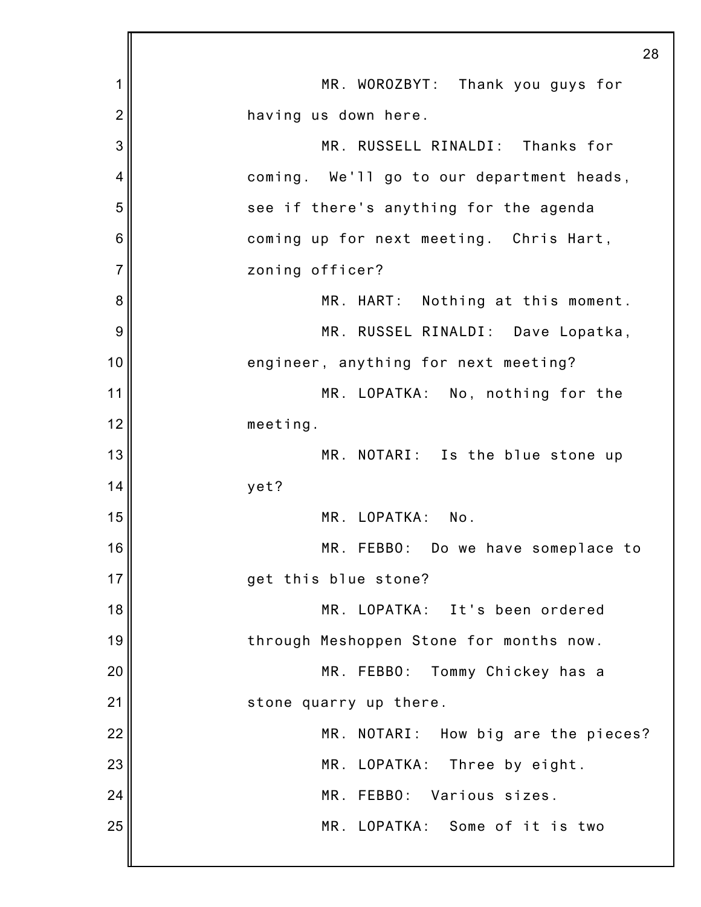MR. WOROZBYT: Thank you guys for having us down here.

MR. RUSSELL RINALDI: Thanks for coming. We'll go to our department heads, see if there's anything for the agenda coming up for next meeting. Chris Hart, zoning officer?

MR. HART: Nothing at this moment.

MR. RUSSEL RINALDI: Dave Lopatka, engineer, anything for next meeting?

MR. LOPATKA: No, nothing for the meeting.

MR. NOTARI: Is the blue stone up yet?

MR. LOPATKA: No.

MR. FEBBO: Do we have someplace to get this blue stone?

MR. LOPATKA: It's been ordered through Meshoppen Stone for months now.

MR. FEBBO: Tommy Chickey has a stone quarry up there.

MR. NOTARI: How big are the pieces?

MR. LOPATKA: Three by eight.

MR. FEBBO: Various sizes.

MR. LOPATKA: Some of it is two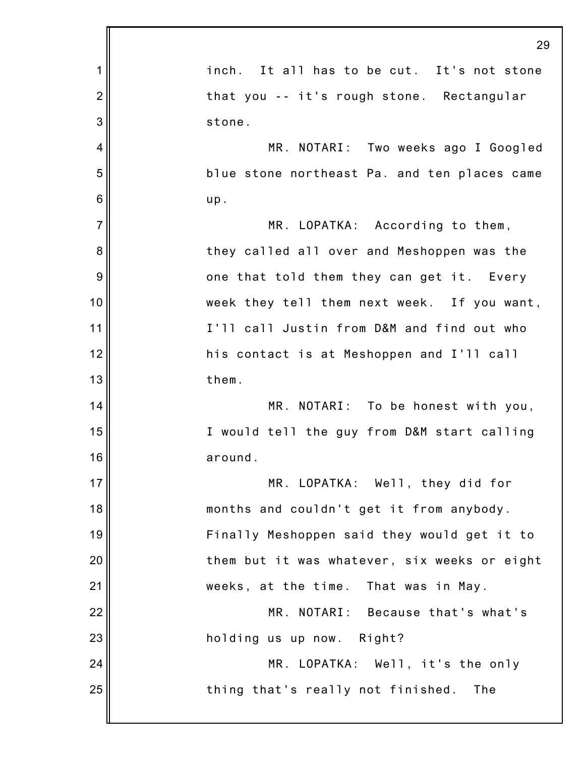inch. It all has to be cut. It's not stone that you -- it's rough stone. Rectangular stone.

MR. NOTARI: Two weeks ago I Googled blue stone northeast Pa. and ten places came up.

MR. LOPATKA: According to them, they called all over and Meshoppen was the one that told them they can get it. Every week they tell them next week. If you want, I'll call Justin from D&M and find out who his contact is at Meshoppen and I'll call them.

MR. NOTARI: To be honest with you, I would tell the guy from D&M start calling around.

MR. LOPATKA: Well, they did for months and couldn't get it from anybody. Finally Meshoppen said they would get it to them but it was whatever, six weeks or eight weeks, at the time. That was in May.

MR. NOTARI: Because that's what's holding us up now. Right?

MR. LOPATKA: Well, it's the only thing that's really not finished. The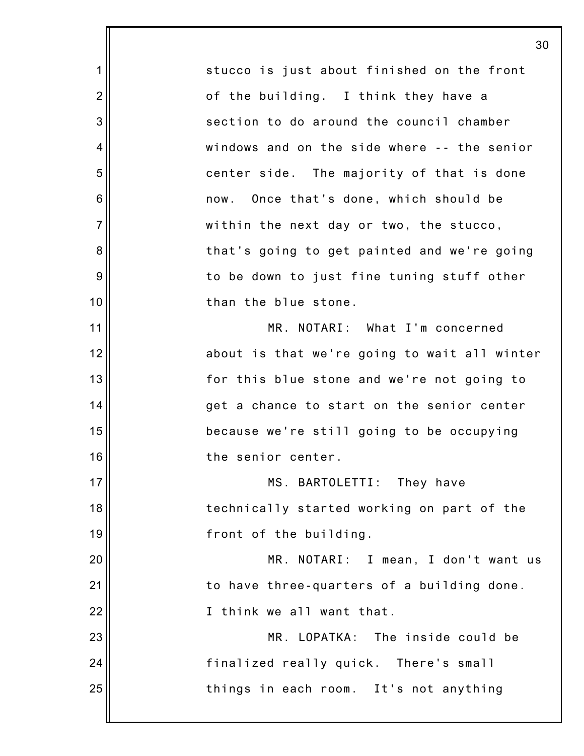stucco is just about finished on the front of the building. I think they have a section to do around the council chamber windows and on the side where -- the senior center side. The majority of that is done now. Once that's done, which should be within the next day or two, the stucco, that's going to get painted and we're going to be down to just fine tuning stuff other than the blue stone.

MR. NOTARI: What I'm concerned about is that we're going to wait all winter for this blue stone and we're not going to get a chance to start on the senior center because we're still going to be occupying the senior center.

MS. BARTOLETTI: They have technically started working on part of the front of the building.

MR. NOTARI: I mean, I don't want us to have three-quarters of a building done. I think we all want that.

MR. LOPATKA: The inside could be finalized really quick. There's small things in each room. It's not anything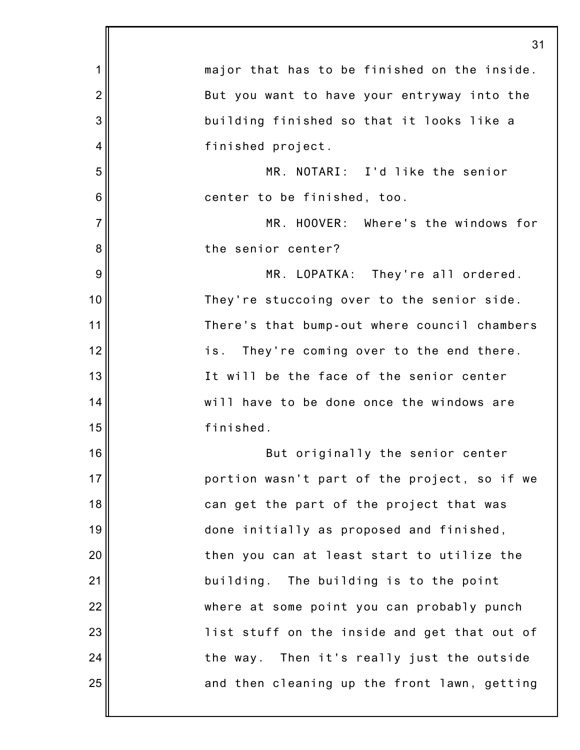major that has to be finished on the inside. But you want to have your entryway into the building finished so that it looks like a finished project.

MR. NOTARI: I'd like the senior center to be finished, too.

MR. HOOVER: Where's the windows for the senior center?

MR. LOPATKA: They're all ordered. They're stuccoing over to the senior side. There's that bump-out where council chambers is. They're coming over to the end there. It will be the face of the senior center will have to be done once the windows are finished.

But originally the senior center portion wasn't part of the project, so if we can get the part of the project that was done initially as proposed and finished, then you can at least start to utilize the building. The building is to the point where at some point you can probably punch list stuff on the inside and get that out of the way. Then it's really just the outside and then cleaning up the front lawn, getting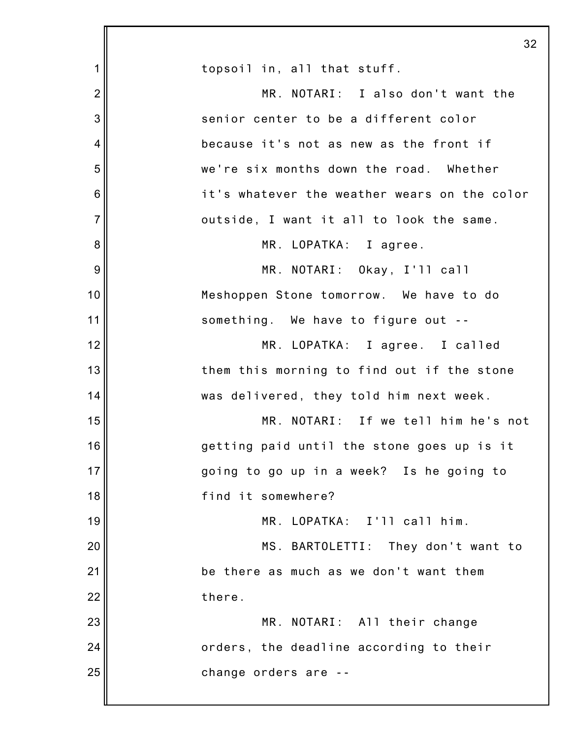topsoil in, all that stuff.

MR. NOTARI: I also don't want the senior center to be a different color because it's not as new as the front if we're six months down the road. Whether it's whatever the weather wears on the color outside, I want it all to look the same.

MR. LOPATKA: I agree.

MR. NOTARI: Okay, I'll call Meshoppen Stone tomorrow. We have to do something. We have to figure out --

MR. LOPATKA: I agree. I called them this morning to find out if the stone was delivered, they told him next week.

MR. NOTARI: If we tell him he's not getting paid until the stone goes up is it going to go up in a week? Is he going to find it somewhere?

MR. LOPATKA: I'll call him.

MS. BARTOLETTI: They don't want to be there as much as we don't want them there.

MR. NOTARI: All their change orders, the deadline according to their change orders are --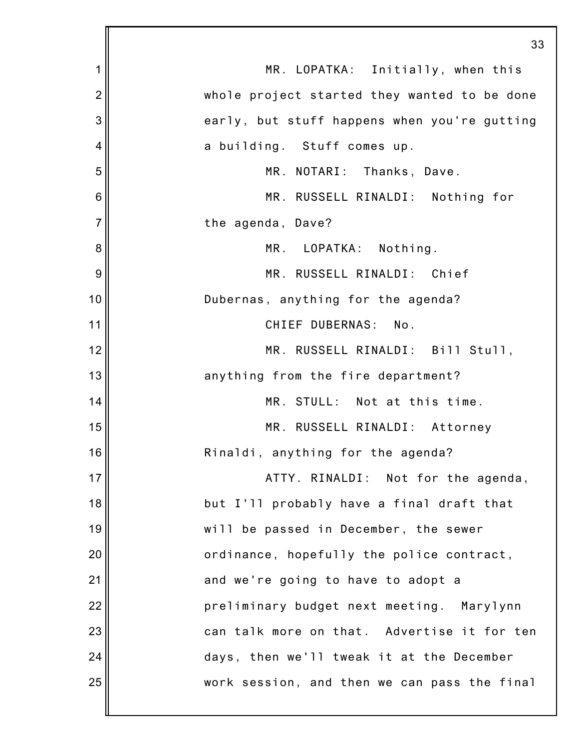MR. LOPATKA: Initially, when this whole project started they wanted to be done early, but stuff happens when you're gutting a building. Stuff comes up.

MR. NOTARI: Thanks, Dave.

MR. RUSSELL RINALDI: Nothing for the agenda, Dave?

MR. LOPATKA: Nothing.

MR. RUSSELL RINALDI: Chief Dubernas, anything for the agenda?

CHIEF DUBERNAS: No.

MR. RUSSELL RINALDI: Bill Stull, anything from the fire department?

MR. STULL: Not at this time.

MR. RUSSELL RINALDI: Attorney Rinaldi, anything for the agenda?

ATTY. RINALDI: Not for the agenda, but I'll probably have a final draft that will be passed in December, the sewer ordinance, hopefully the police contract, and we're going to have to adopt a preliminary budget next meeting. Marylynn can talk more on that. Advertise it for ten days, then we'll tweak it at the December work session, and then we can pass the final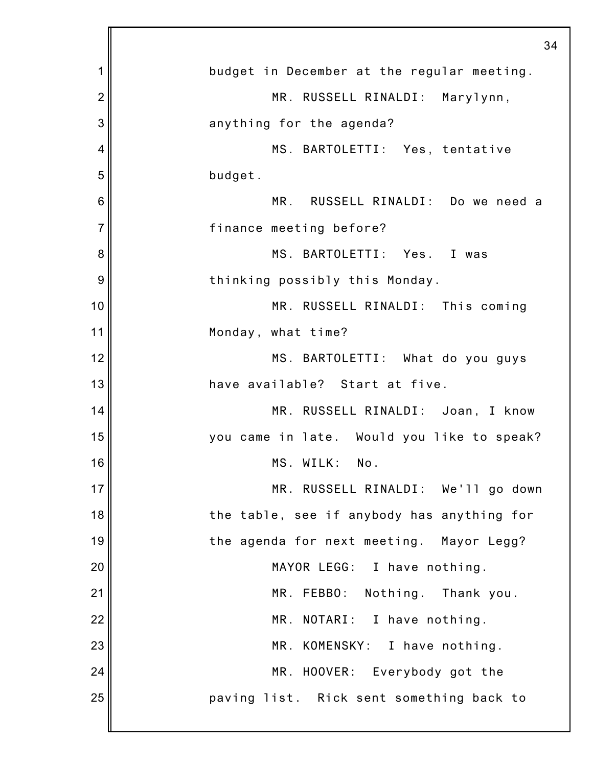budget in December at the regular meeting.

MR. RUSSELL RINALDI: Marylynn, anything for the agenda?

MS. BARTOLETTI: Yes, tentative budget.

MR. RUSSELL RINALDI: Do we need a finance meeting before?

MS. BARTOLETTI: Yes. I was thinking possibly this Monday.

MR. RUSSELL RINALDI: This coming Monday, what time?

MS. BARTOLETTI: What do you guys have available? Start at five.

MR. RUSSELL RINALDI: Joan, I know you came in late. Would you like to speak?

MS. WILK: No.

MR. RUSSELL RINALDI: We'll go down the table, see if anybody has anything for the agenda for next meeting. Mayor Legg?

MAYOR LEGG: I have nothing.

MR. FEBBO: Nothing. Thank you.

MR. NOTARI: I have nothing.

MR. KOMENSKY: I have nothing.

MR. HOOVER: Everybody got the paving list. Rick sent something back to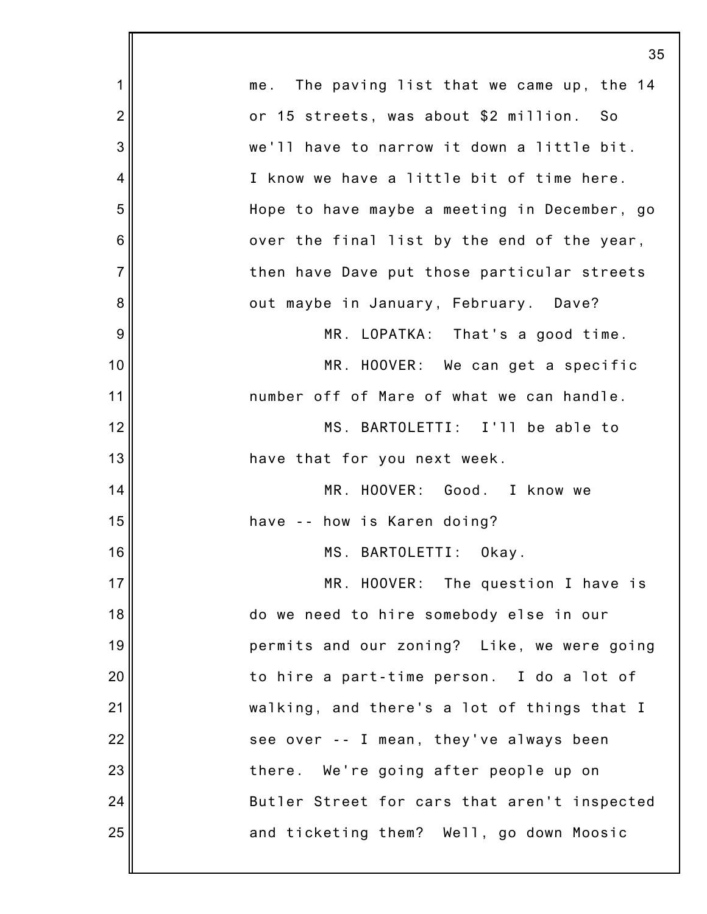me. The paving list that we came up, the 14 or 15 streets, was about $2 million. So we'll have to narrow it down a little bit. I know we have a little bit of time here. Hope to have maybe a meeting in December, go over the final list by the end of the year, then have Dave put those particular streets out maybe in January, February. Dave?

MR. LOPATKA: That's a good time.

MR. HOOVER: We can get a specific number off of Mare of what we can handle.

MS. BARTOLETTI: I'll be able to have that for you next week.

MR. HOOVER: Good. I know we have -- how is Karen doing?

MS. BARTOLETTI: Okay.

MR. HOOVER: The question I have is do we need to hire somebody else in our permits and our zoning? Like, we were going to hire a part-time person. I do a lot of walking, and there's a lot of things that I see over -- I mean, they've always been there. We're going after people up on Butler Street for cars that aren't inspected and ticketing them? Well, go down Moosic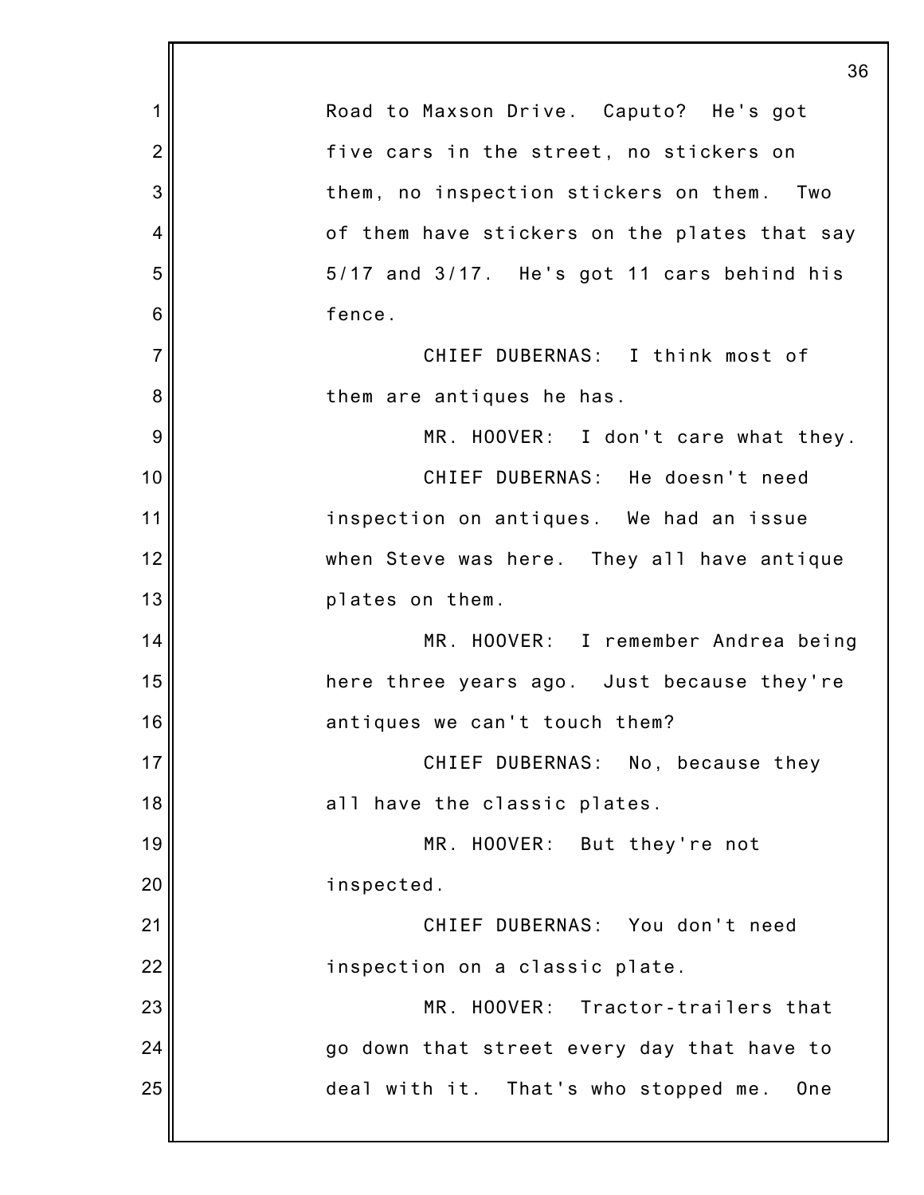Road to Maxson Drive. Caputo? He's got five cars in the street, no stickers on them, no inspection stickers on them. Two of them have stickers on the plates that say 5/17 and 3/17. He's got 11 cars behind his fence.

CHIEF DUBERNAS: I think most of them are antiques he has.

MR. HOOVER: I don't care what they.

CHIEF DUBERNAS: He doesn't need inspection on antiques. We had an issue when Steve was here. They all have antique plates on them.

MR. HOOVER: I remember Andrea being here three years ago. Just because they're antiques we can't touch them?

CHIEF DUBERNAS: No, because they all have the classic plates.

MR. HOOVER: But they're not inspected.

CHIEF DUBERNAS: You don't need inspection on a classic plate.

MR. HOOVER: Tractor-trailers that go down that street every day that have to deal with it. That's who stopped me. One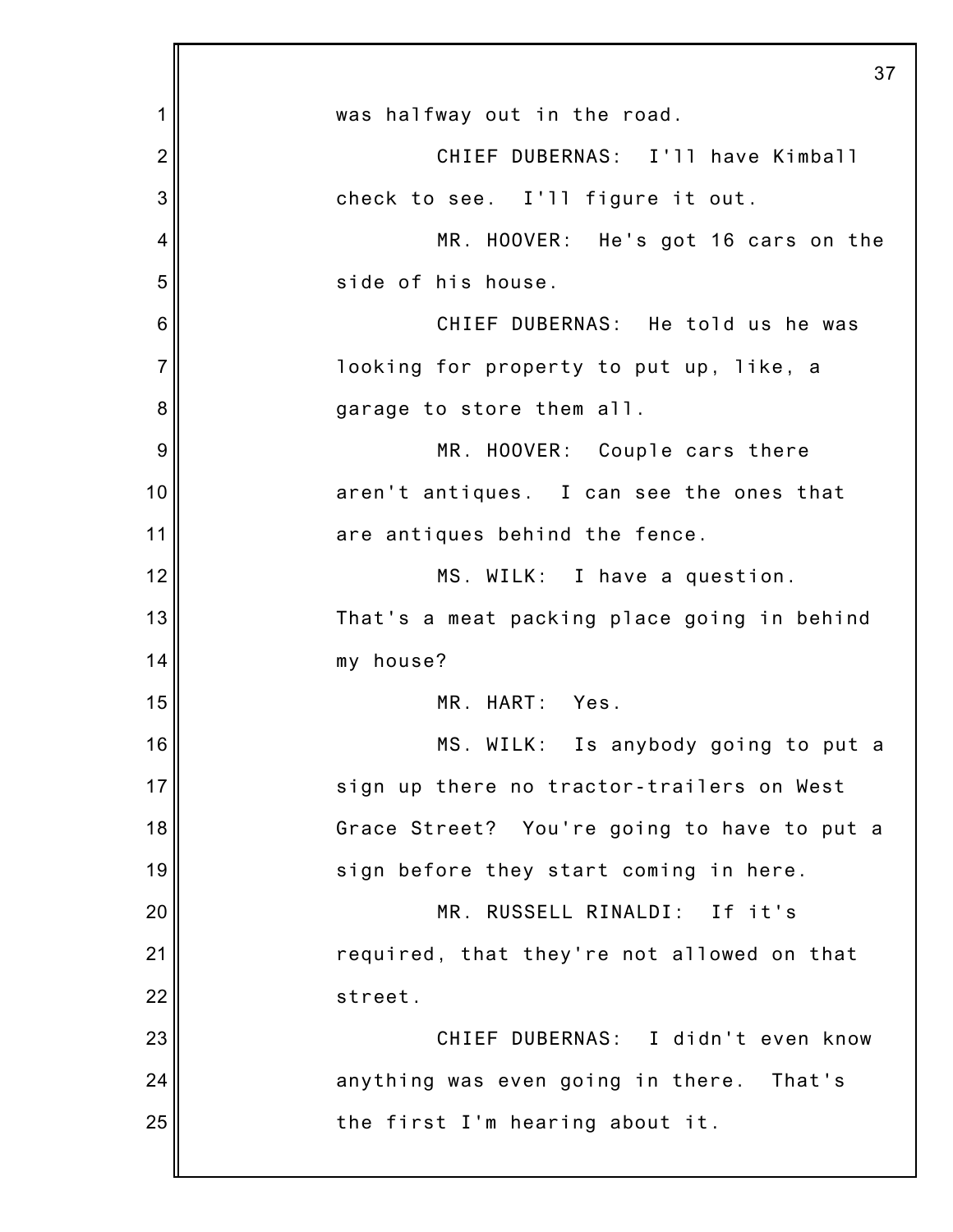was halfway out in the road.

CHIEF DUBERNAS: I'll have Kimball check to see. I'll figure it out.

MR. HOOVER: He's got 16 cars on the side of his house.

CHIEF DUBERNAS: He told us he was looking for property to put up, like, a garage to store them all.

MR. HOOVER: Couple cars there aren't antiques. I can see the ones that are antiques behind the fence.

MS. WILK: I have a question. That's a meat packing place going in behind my house?

MR. HART: Yes.

MS. WILK: Is anybody going to put a sign up there no tractor-trailers on West Grace Street? You're going to have to put a sign before they start coming in here.

MR. RUSSELL RINALDI: If it's required, that they're not allowed on that street.

CHIEF DUBERNAS: I didn't even know anything was even going in there. That's the first I'm hearing about it.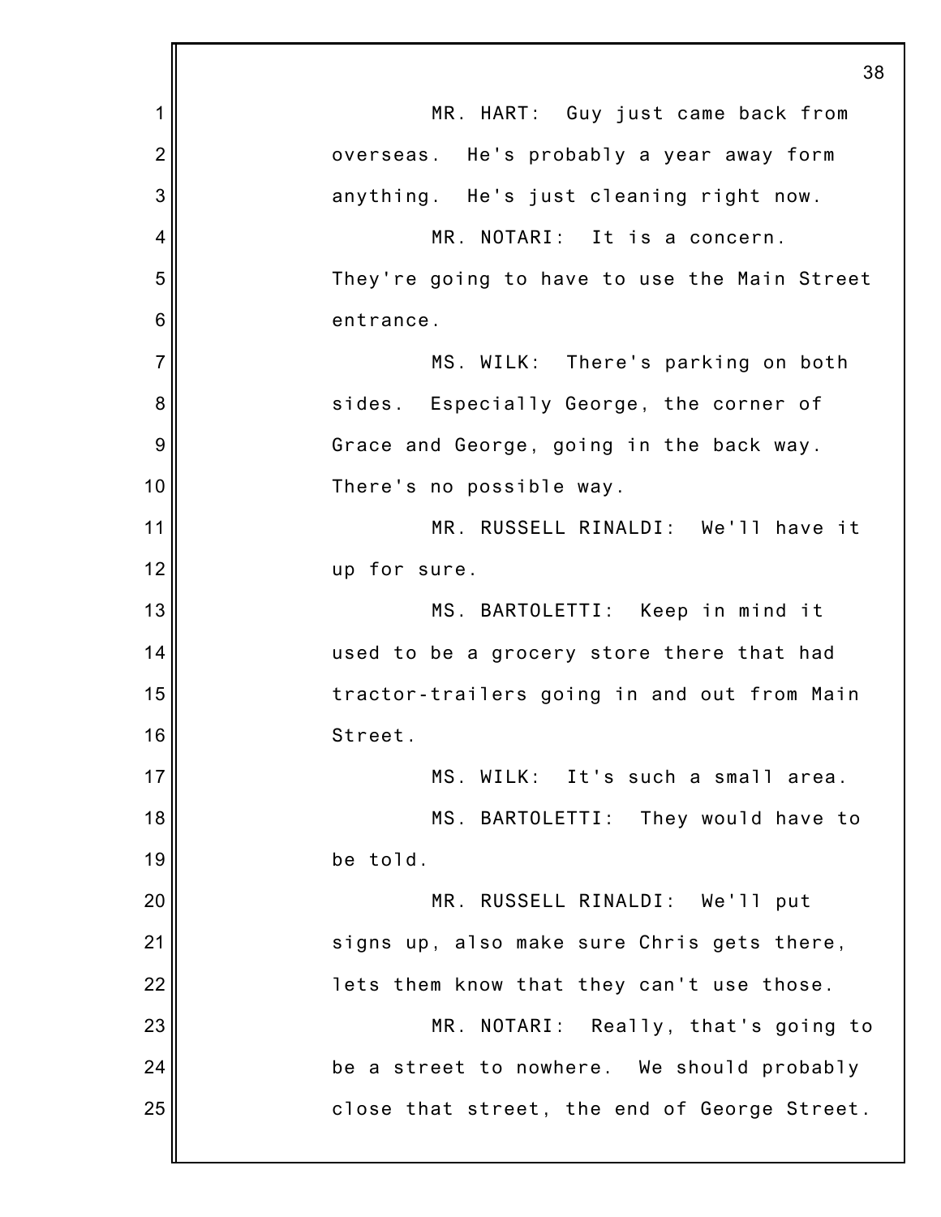MR. HART: Guy just came back from overseas. He's probably a year away form anything. He's just cleaning right now.

MR. NOTARI: It is a concern. They're going to have to use the Main Street entrance.

MS. WILK: There's parking on both sides. Especially George, the corner of Grace and George, going in the back way. There's no possible way.

MR. RUSSELL RINALDI: We'll have it up for sure.

MS. BARTOLETTI: Keep in mind it used to be a grocery store there that had tractor-trailers going in and out from Main Street.

MS. WILK: It's such a small area.

MS. BARTOLETTI: They would have to be told.

MR. RUSSELL RINALDI: We'll put signs up, also make sure Chris gets there, lets them know that they can't use those.

MR. NOTARI: Really, that's going to be a street to nowhere. We should probably close that street, the end of George Street.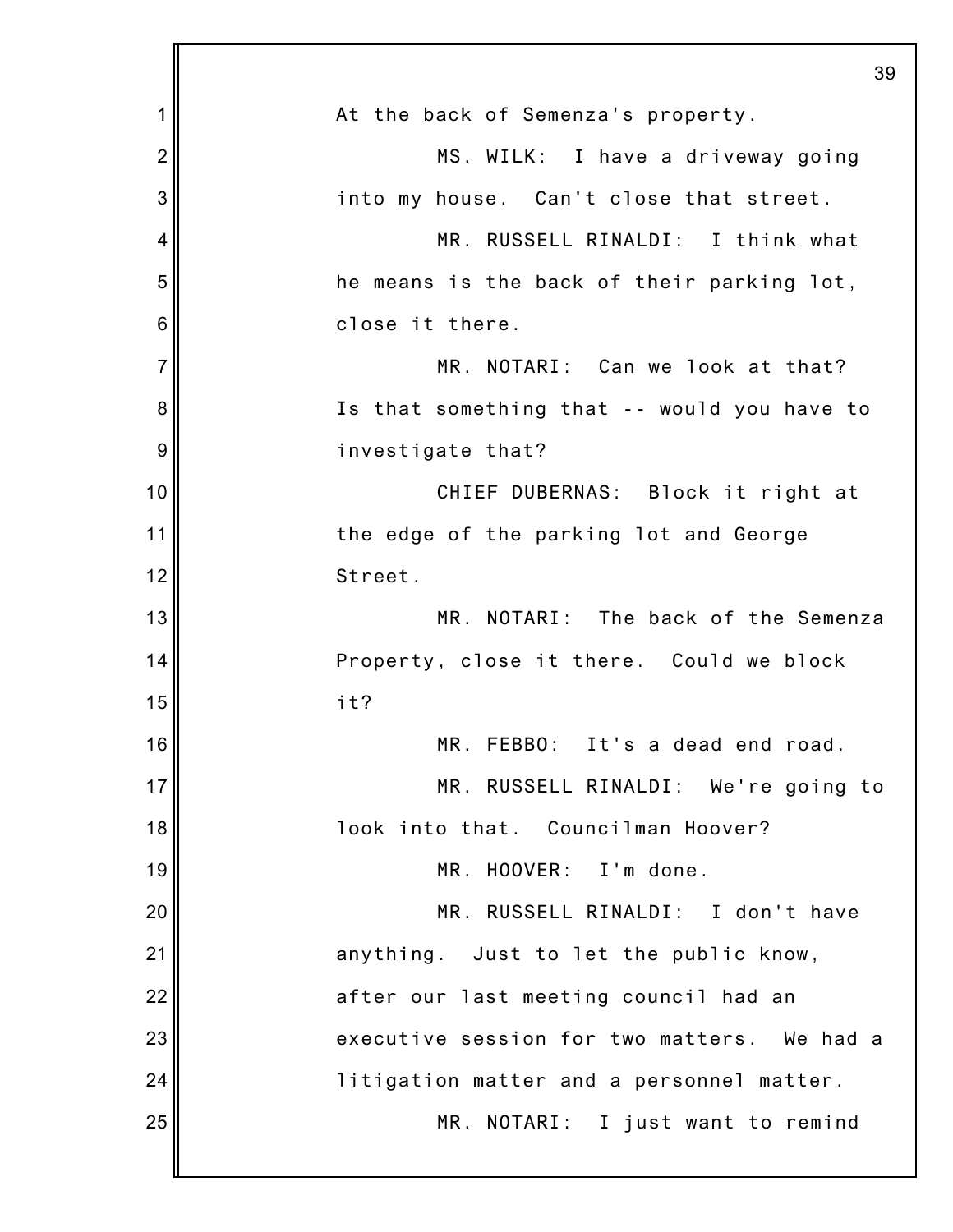At the back of Semenza's property.

MS. WILK: I have a driveway going into my house. Can't close that street.

MR. RUSSELL RINALDI: I think what he means is the back of their parking lot, close it there.

MR. NOTARI: Can we look at that? Is that something that -- would you have to investigate that?

CHIEF DUBERNAS: Block it right at the edge of the parking lot and George Street.

MR. NOTARI: The back of the Semenza Property, close it there. Could we block it?

MR. FEBBO: It's a dead end road.

MR. RUSSELL RINALDI: We're going to look into that. Councilman Hoover?

MR. HOOVER: I'm done.

MR. RUSSELL RINALDI: I don't have anything. Just to let the public know, after our last meeting council had an executive session for two matters. We had a litigation matter and a personnel matter.

MR. NOTARI: I just want to remind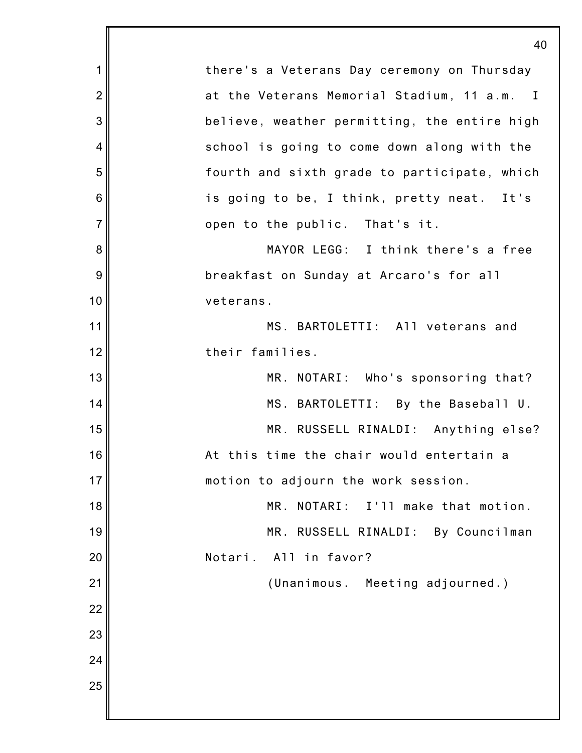there's a Veterans Day ceremony on Thursday at the Veterans Memorial Stadium, 11 a.m. I believe, weather permitting, the entire high school is going to come down along with the fourth and sixth grade to participate, which is going to be, I think, pretty neat. It's open to the public. That's it.

MAYOR LEGG: I think there's a free breakfast on Sunday at Arcaro's for all veterans.

MS. BARTOLETTI: All veterans and their families.

MR. NOTARI: Who's sponsoring that?

MS. BARTOLETTI: By the Baseball U.

MR. RUSSELL RINALDI: Anything else? At this time the chair would entertain a motion to adjourn the work session.

MR. NOTARI: I'll make that motion.

MR. RUSSELL RINALDI: By Councilman Notari. All in favor?

(Unanimous. Meeting adjourned.)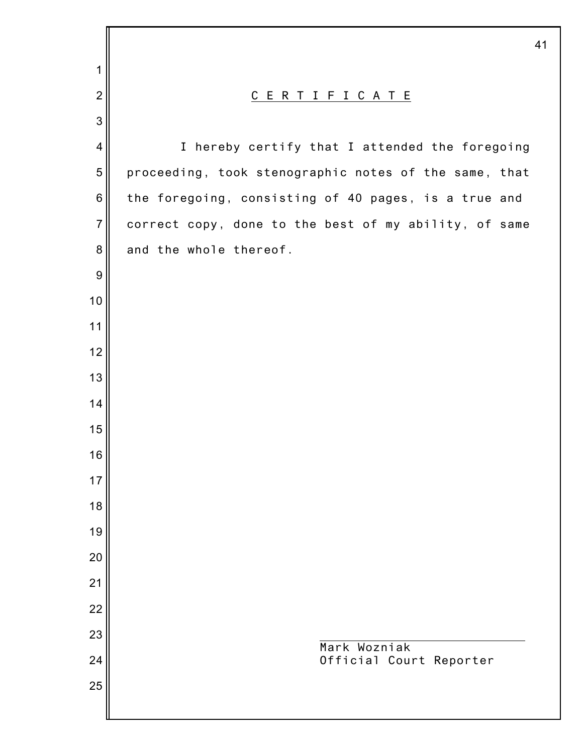## C E R T I F I C A T E

I hereby certify that I attended the foregoing proceeding, took stenographic notes of the same, that the foregoing, consisting of 40 pages, is a true and correct copy, done to the best of my ability, of same and the whole thereof.

\_\_\_\_\_\_\_\_\_\_\_\_\_\_\_\_\_\_\_\_\_\_\_\_\_\_\_

Mark Wozniak
Official Court Reporter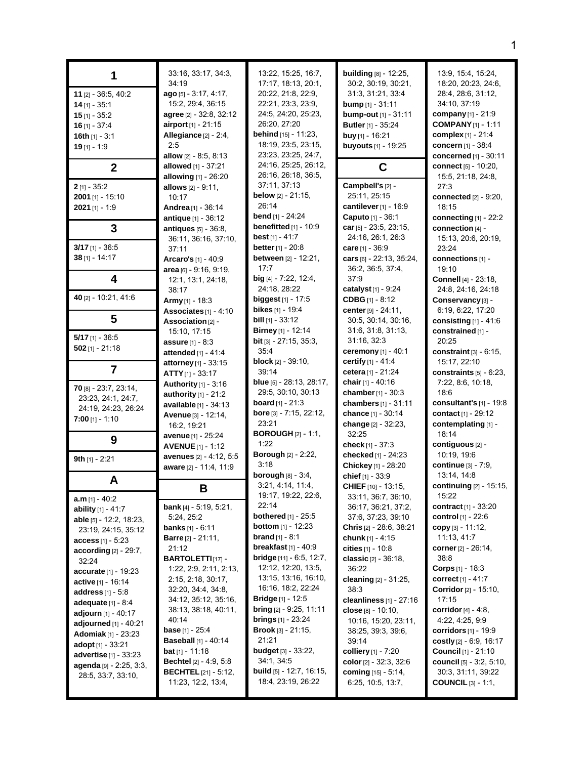## 1

**11** [2] - 36:5, 40:2
**14** [1] - 35:1
**15** [1] - 35:2
**16** [1] - 37:4
**16th** [1] - 3:1
**19** [1] - 1:9

## 2

**2** [1] - 35:2
**2001** [1] - 15:10
**2021** [1] - 1:9

## 3

**3/17** [1] - 36:5
**38** [1] - 14:17

## 4

**40** [2] - 10:21, 41:6

## 5

**5/17** [1] - 36:5
**502** [1] - 21:18

## 7

**70** [8] - 23:7, 23:14, 23:23, 24:1, 24:7, 24:19, 24:23, 26:24
**7:00** [1] - 1:10

## 9

**9th** [1] - 2:21

## A

**a.m** [1] - 40:2
**ability** [1] - 41:7
**able** [5] - 12:2, 18:23, 23:19, 24:15, 35:12
**access** [1] - 5:23
**according** [2] - 29:7, 32:24
**accurate** [1] - 19:23
**active** [1] - 16:14
**address** [1] - 5:8
**adequate** [1] - 8:4
**adjourn** [1] - 40:17
**adjourned** [1] - 40:21
**Adomiak** [1] - 23:23
**adopt** [1] - 33:21
**advertise** [1] - 33:23
**agenda** [9] - 2:25, 3:3, 28:5, 33:7, 33:10, 33:16, 33:17, 34:3, 34:19
**ago** [5] - 3:17, 4:17, 15:2, 29:4, 36:15
**agree** [2] - 32:8, 32:12
**airport** [1] - 21:15
**Allegiance** [2] - 2:4, 2:5
**allow** [2] - 8:5, 8:13
**allowed** [1] - 37:21
**allowing** [1] - 26:20
**allows** [2] - 9:11, 10:17
**Andrea** [1] - 36:14
**antique** [1] - 36:12
**antiques** [5] - 36:8, 36:11, 36:16, 37:10, 37:11
**Arcaro's** [1] - 40:9
**area** [6] - 9:16, 9:19, 12:1, 13:1, 24:18, 38:17
**Army** [1] - 18:3
**Associates** [1] - 4:10
**Association** [2] - 15:10, 17:15
**assure** [1] - 8:3
**attended** [1] - 41:4
**attorney** [1] - 33:15
**ATTY** [1] - 33:17
**Authority** [1] - 3:16
**authority** [1] - 21:2
**available** [1] - 34:13
**Avenue** [3] - 12:14, 16:2, 19:21
**avenue** [1] - 25:24
**AVENUE** [1] - 1:12
**avenues** [2] - 4:12, 5:5
**aware** [2] - 11:4, 11:9

## B

**bank** [4] - 5:19, 5:21, 5:24, 25:2
**banks** [1] - 6:11
**Barre** [2] - 21:11, 21:12
**BARTOLETTI** [17] - 1:22, 2:9, 2:11, 2:13, 2:15, 2:18, 30:17, 32:20, 34:4, 34:8, 34:12, 35:12, 35:16, 38:13, 38:18, 40:11, 40:14
**base** [1] - 25:4
**Baseball** [1] - 40:14
**bat** [1] - 11:18
**Bechtel** [2] - 4:9, 5:8
**BECHTEL** [21] - 5:12, 11:23, 12:2, 13:4, 13:22, 15:25, 16:7, 17:17, 18:13, 20:1, 20:22, 21:8, 22:9, 22:21, 23:3, 23:9, 24:5, 24:20, 25:23, 26:20, 27:20
**behind** [15] - 11:23, 18:19, 23:5, 23:15, 23:23, 23:25, 24:7, 24:16, 25:25, 26:12, 26:16, 26:18, 36:5, 37:11, 37:13
**below** [2] - 21:15, 26:14
**bend** [1] - 24:24
**benefitted** [1] - 10:9
**best** [1] - 41:7
**better** [1] - 20:8
**between** [2] - 12:21, 17:7
**big** [4] - 7:22, 12:4, 24:18, 28:22
**biggest** [1] - 17:5
**bikes** [1] - 19:4
**bill** [1] - 33:12
**Birney** [1] - 12:14
**bit** [3] - 27:15, 35:3, 35:4
**block** [2] - 39:10, 39:14
**blue** [5] - 28:13, 28:17, 29:5, 30:10, 30:13
**board** [1] - 21:3
**bore** [3] - 7:15, 22:12, 23:21
**BOROUGH** [2] - 1:1, 1:22
**Borough** [2] - 2:22, 3:18
**borough** [8] - 3:4, 3:21, 4:14, 11:4, 19:17, 19:22, 22:6, 22:14
**bothered** [1] - 25:5
**bottom** [1] - 12:23
**brand** [1] - 8:1
**breakfast** [1] - 40:9
**bridge** [11] - 6:5, 12:7, 12:12, 12:20, 13:5, 13:15, 13:16, 16:10, 16:16, 18:2, 22:24
**Bridge** [1] - 12:5
**bring** [2] - 9:25, 11:11
**brings** [1] - 23:24
**Brook** [3] - 21:15, 21:21
**budget** [3] - 33:22, 34:1, 34:5
**build** [5] - 12:7, 16:15, 18:4, 23:19, 26:22
**building** [8] - 12:25, 30:2, 30:19, 30:21, 31:3, 31:21, 33:4
**bump** [1] - 31:11
**bump-out** [1] - 31:11
**Butler** [1] - 35:24
**buy** [1] - 16:21
**buyouts** [1] - 19:25

## C

**Campbell's** [2] - 25:11, 25:15
**cantilever** [1] - 16:9
**Caputo** [1] - 36:1
**car** [5] - 23:5, 23:15, 24:16, 26:1, 26:3
**care** [1] - 36:9
**cars** [6] - 22:13, 35:24, 36:2, 36:5, 37:4, 37:9
**catalyst** [1] - 9:24
**CDBG** [1] - 8:12
**center** [9] - 24:11, 30:5, 30:14, 30:16, 31:6, 31:8, 31:13, 31:16, 32:3
**ceremony** [1] - 40:1
**certify** [1] - 41:4
**cetera** [1] - 21:24
**chair** [1] - 40:16
**chamber** [1] - 30:3
**chambers** [1] - 31:11
**chance** [1] - 30:14
**change** [2] - 32:23, 32:25
**check** [1] - 37:3
**checked** [1] - 24:23
**Chickey** [1] - 28:20
**chief** [1] - 33:9
**CHIEF** [10] - 13:15, 33:11, 36:7, 36:10, 36:17, 36:21, 37:2, 37:6, 37:23, 39:10
**Chris** [2] - 28:6, 38:21
**chunk** [1] - 4:15
**cities** [1] - 10:8
**classic** [2] - 36:18, 36:22
**cleaning** [2] - 31:25, 38:3
**cleanliness** [1] - 27:16
**close** [8] - 10:10, 10:16, 15:20, 23:11, 38:25, 39:3, 39:6, 39:14
**colliery** [1] - 7:20
**color** [2] - 32:3, 32:6
**coming** [15] - 5:14, 6:25, 10:5, 13:7, 13:9, 15:4, 15:24, 18:20, 20:23, 24:6, 28:4, 28:6, 31:12, 34:10, 37:19
**company** [1] - 21:9
**COMPANY** [1] - 1:11
**complex** [1] - 21:4
**concern** [1] - 38:4
**concerned** [1] - 30:11
**connect** [5] - 10:20, 15:5, 21:18, 24:8, 27:3
**connected** [2] - 9:20, 18:15
**connecting** [1] - 22:2
**connection** [4] - 15:13, 20:6, 20:19, 23:24
**connections** [1] - 19:10
**Connell** [4] - 23:18, 24:8, 24:16, 24:18
**Conservancy** [3] - 6:19, 6:22, 17:20
**consisting** [1] - 41:6
**constrained** [1] - 20:25
**constraint** [3] - 6:15, 15:17, 22:10
**constraints** [5] - 6:23, 7:22, 8:6, 10:18, 18:6
**consultant's** [1] - 19:8
**contact** [1] - 29:12
**contemplating** [1] - 18:14
**contiguous** [2] - 10:19, 19:6
**continue** [3] - 7:9, 13:14, 14:8
**continuing** [2] - 15:15, 15:22
**contract** [1] - 33:20
**control** [1] - 22:6
**copy** [3] - 11:12, 11:13, 41:7
**corner** [2] - 26:14, 38:8
**Corps** [1] - 18:3
**correct** [1] - 41:7
**Corridor** [2] - 15:10, 17:15
**corridor** [4] - 4:8, 4:22, 4:25, 9:9
**corridors** [1] - 19:9
**costly** [2] - 6:9, 16:17
**Council** [1] - 21:10
**council** [5] - 3:2, 5:10, 30:3, 31:11, 39:22
**COUNCIL** [3] - 1:1,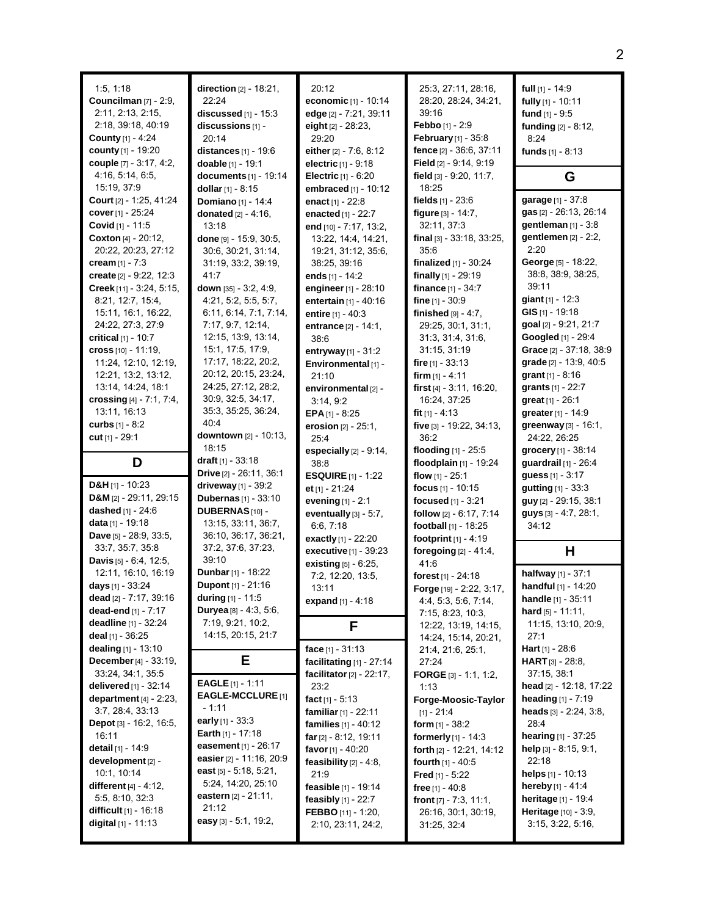1:5, 1:18
**Councilman** [7] - 2:9, 2:11, 2:13, 2:15, 2:18, 39:18, 40:19
**County** [1] - 4:24
**county** [1] - 19:20
**couple** [7] - 3:17, 4:2, 4:16, 5:14, 6:5, 15:19, 37:9
**Court** [2] - 1:25, 41:24
**cover** [1] - 25:24
**Covid** [1] - 11:5
**Coxton** [4] - 20:12, 20:22, 20:23, 27:12
**cream** [1] - 7:3
**create** [2] - 9:22, 12:3
**Creek** [11] - 3:24, 5:15, 8:21, 12:7, 15:4, 15:11, 16:1, 16:22, 24:22, 27:3, 27:9
**critical** [1] - 10:7
**cross** [10] - 11:19, 11:24, 12:10, 12:19, 12:21, 13:2, 13:12, 13:14, 14:24, 18:1
**crossing** [4] - 7:1, 7:4, 13:11, 16:13
**curbs** [1] - 8:2
**cut** [1] - 29:1

## D

**D&H** [1] - 10:23
**D&M** [2] - 29:11, 29:15
**dashed** [1] - 24:6
**data** [1] - 19:18
**Dave** [5] - 28:9, 33:5, 33:7, 35:7, 35:8
**Davis** [5] - 6:4, 12:5, 12:11, 16:10, 16:19
**days** [1] - 33:24
**dead** [2] - 7:17, 39:16
**dead-end** [1] - 7:17
**deadline** [1] - 32:24
**deal** [1] - 36:25
**dealing** [1] - 13:10
**December** [4] - 33:19, 33:24, 34:1, 35:5
**delivered** [1] - 32:14
**department** [4] - 2:23, 3:7, 28:4, 33:13
**Depot** [3] - 16:2, 16:5, 16:11
**detail** [1] - 14:9
**development** [2] - 10:1, 10:14
**different** [4] - 4:12, 5:5, 8:10, 32:3
**difficult** [1] - 16:18
**digital** [1] - 11:13
**direction** [2] - 18:21, 22:24
**discussed** [1] - 15:3
**discussions** [1] - 20:14
**distances** [1] - 19:6
**doable** [1] - 19:1
**documents** [1] - 19:14
**dollar** [1] - 8:15
**Domiano** [1] - 14:4
**donated** [2] - 4:16, 13:18
**done** [9] - 15:9, 30:5, 30:6, 30:21, 31:14, 31:19, 33:2, 39:19, 41:7
**down** [35] - 3:2, 4:9, 4:21, 5:2, 5:5, 5:7, 6:11, 6:14, 7:1, 7:14, 7:17, 9:7, 12:14, 12:15, 13:9, 13:14, 15:1, 17:5, 17:9, 17:17, 18:22, 20:2, 20:12, 20:15, 23:24, 24:25, 27:12, 28:2, 30:9, 32:5, 34:17, 35:3, 35:25, 36:24, 40:4
**downtown** [2] - 10:13, 18:15
**draft** [1] - 33:18
**Drive** [2] - 26:11, 36:1
**driveway** [1] - 39:2
**Dubernas** [1] - 33:10
**DUBERNAS** [10] - 13:15, 33:11, 36:7, 36:10, 36:17, 36:21, 37:2, 37:6, 37:23, 39:10
**Dunbar** [1] - 18:22
**Dupont** [1] - 21:16
**during** [1] - 11:5
**Duryea** [8] - 4:3, 5:6, 7:19, 9:21, 10:2, 14:15, 20:15, 21:7

## E

**EAGLE** [1] - 1:11
**EAGLE-MCCLURE** [1] - 1:11
**early** [1] - 33:3
**Earth** [1] - 17:18
**easement** [1] - 26:17
**easier** [2] - 11:16, 20:9
**east** [5] - 5:18, 5:21, 5:24, 14:20, 25:10
**eastern** [2] - 21:11, 21:12
**easy** [3] - 5:1, 19:2, 20:12
**economic** [1] - 10:14
**edge** [2] - 7:21, 39:11
**eight** [2] - 28:23, 29:20
**either** [2] - 7:6, 8:12
**electric** [1] - 9:18
**Electric** [1] - 6:20
**embraced** [1] - 10:12
**enact** [1] - 22:8
**enacted** [1] - 22:7
**end** [10] - 7:17, 13:2, 13:22, 14:4, 14:21, 19:21, 31:12, 35:6, 38:25, 39:16
**ends** [1] - 14:2
**engineer** [1] - 28:10
**entertain** [1] - 40:16
**entire** [1] - 40:3
**entrance** [2] - 14:1, 38:6
**entryway** [1] - 31:2
**Environmental** [1] - 21:10
**environmental** [2] - 3:14, 9:2
**EPA** [1] - 8:25
**erosion** [2] - 25:1, 25:4
**especially** [2] - 9:14, 38:8
**ESQUIRE** [1] - 1:22
**et** [1] - 21:24
**evening** [1] - 2:1
**eventually** [3] - 5:7, 6:6, 7:18
**exactly** [1] - 22:20
**executive** [1] - 39:23
**existing** [5] - 6:25, 7:2, 12:20, 13:5, 13:11
**expand** [1] - 4:18

## F

**face** [1] - 31:13
**facilitating** [1] - 27:14
**facilitator** [2] - 22:17, 23:2
**fact** [1] - 5:13
**familiar** [1] - 22:11
**families** [1] - 40:12
**far** [2] - 8:12, 19:11
**favor** [1] - 40:20
**feasibility** [2] - 4:8, 21:9
**feasible** [1] - 19:14
**feasibly** [1] - 22:7
**FEBBO** [11] - 1:20, 2:10, 23:11, 24:2, 25:3, 27:11, 28:16, 28:20, 28:24, 34:21, 39:16
**Febbo** [1] - 2:9
**February** [1] - 35:8
**fence** [2] - 36:6, 37:11
**Field** [2] - 9:14, 9:19
**field** [3] - 9:20, 11:7, 18:25
**fields** [1] - 23:6
**figure** [3] - 14:7, 32:11, 37:3
**final** [3] - 33:18, 33:25, 35:6
**finalized** [1] - 30:24
**finally** [1] - 29:19
**finance** [1] - 34:7
**fine** [1] - 30:9
**finished** [9] - 4:7, 29:25, 30:1, 31:1, 31:3, 31:4, 31:6, 31:15, 31:19
**fire** [1] - 33:13
**firm** [1] - 4:11
**first** [4] - 3:11, 16:20, 16:24, 37:25
**fit** [1] - 4:13
**five** [3] - 19:22, 34:13, 36:2
**flooding** [1] - 25:5
**floodplain** [1] - 19:24
**flow** [1] - 25:1
**focus** [1] - 10:15
**focused** [1] - 3:21
**follow** [2] - 6:17, 7:14
**football** [1] - 18:25
**footprint** [1] - 4:19
**foregoing** [2] - 41:4, 41:6
**forest** [1] - 24:18
**Forge** [19] - 2:22, 3:17, 4:4, 5:3, 5:6, 7:14, 7:15, 8:23, 10:3, 12:22, 13:19, 14:15, 14:24, 15:14, 20:21, 21:4, 21:6, 25:1, 27:24
**FORGE** [3] - 1:1, 1:2, 1:13
**Forge-Moosic-Taylor** [1] - 21:4
**form** [1] - 38:2
**formerly** [1] - 14:3
**forth** [2] - 12:21, 14:12
**fourth** [1] - 40:5
**Fred** [1] - 5:22
**free** [1] - 40:8
**front** [7] - 7:3, 11:1, 26:16, 30:1, 30:19, 31:25, 32:4
**full** [1] - 14:9
**fully** [1] - 10:11
**fund** [1] - 9:5
**funding** [2] - 8:12, 8:24
**funds** [1] - 8:13

## G

**garage** [1] - 37:8
**gas** [2] - 26:13, 26:14
**gentleman** [1] - 3:8
**gentlemen** [2] - 2:2, 2:20
**George** [5] - 18:22, 38:8, 38:9, 38:25, 39:11
**giant** [1] - 12:3
**GIS** [1] - 19:18
**goal** [2] - 9:21, 21:7
**Googled** [1] - 29:4
**Grace** [2] - 37:18, 38:9
**grade** [2] - 13:9, 40:5
**grant** [1] - 8:16
**grants** [1] - 22:7
**great** [1] - 26:1
**greater** [1] - 14:9
**greenway** [3] - 16:1, 24:22, 26:25
**grocery** [1] - 38:14
**guardrail** [1] - 26:4
**guess** [1] - 3:17
**gutting** [1] - 33:3
**guy** [2] - 29:15, 38:1
**guys** [3] - 4:7, 28:1, 34:12

## H

**halfway** [1] - 37:1
**handful** [1] - 14:20
**handle** [1] - 35:11
**hard** [5] - 11:11, 11:15, 13:10, 20:9, 27:1
**Hart** [1] - 28:6
**HART** [3] - 28:8, 37:15, 38:1
**head** [2] - 12:18, 17:22
**heading** [1] - 7:19
**heads** [3] - 2:24, 3:8, 28:4
**hearing** [1] - 37:25
**help** [3] - 8:15, 9:1, 22:18
**helps** [1] - 10:13
**hereby** [1] - 41:4
**heritage** [1] - 19:4
**Heritage** [10] - 3:9, 3:15, 3:22, 5:16,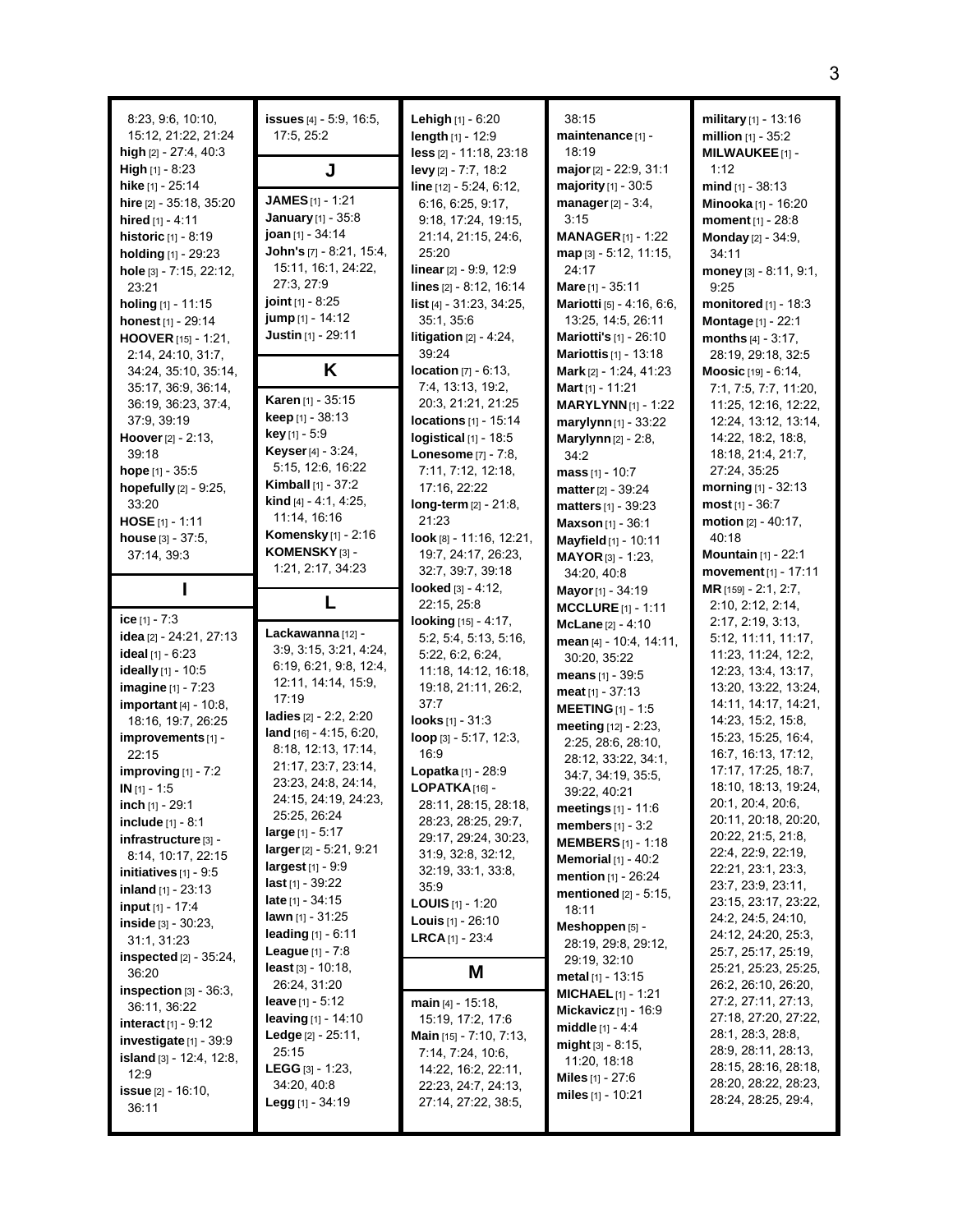8:23, 9:6, 10:10, 15:12, 21:22, 21:24
**high** [2] - 27:4, 40:3
**High** [1] - 8:23
**hike** [1] - 25:14
**hire** [2] - 35:18, 35:20
**hired** [1] - 4:11
**historic** [1] - 8:19
**holding** [1] - 29:23
**hole** [3] - 7:15, 22:12, 23:21
**holing** [1] - 11:15
**honest** [1] - 29:14
**HOOVER** [15] - 1:21, 2:14, 24:10, 31:7, 34:24, 35:10, 35:14, 35:17, 36:9, 36:14, 36:19, 36:23, 37:4, 37:9, 39:19
**Hoover** [2] - 2:13, 39:18
**hope** [1] - 35:5
**hopefully** [2] - 9:25, 33:20
**HOSE** [1] - 1:11
**house** [3] - 37:5, 37:14, 39:3

## I

**ice** [1] - 7:3
**idea** [2] - 24:21, 27:13
**ideal** [1] - 6:23
**ideally** [1] - 10:5
**imagine** [1] - 7:23
**important** [4] - 10:8, 18:16, 19:7, 26:25
**improvements** [1] - 22:15
**improving** [1] - 7:2
**IN** [1] - 1:5
**inch** [1] - 29:1
**include** [1] - 8:1
**infrastructure** [3] - 8:14, 10:17, 22:15
**initiatives** [1] - 9:5
**inland** [1] - 23:13
**input** [1] - 17:4
**inside** [3] - 30:23, 31:1, 31:23
**inspected** [2] - 35:24, 36:20
**inspection** [3] - 36:3, 36:11, 36:22
**interact** [1] - 9:12
**investigate** [1] - 39:9
**island** [3] - 12:4, 12:8, 12:9
**issue** [2] - 16:10, 36:11
**issues** [4] - 5:9, 16:5, 17:5, 25:2

## J

**JAMES** [1] - 1:21
**January** [1] - 35:8
**joan** [1] - 34:14
**John's** [7] - 8:21, 15:4, 15:11, 16:1, 24:22, 27:3, 27:9
**joint** [1] - 8:25
**jump** [1] - 14:12
**Justin** [1] - 29:11

## K

**Karen** [1] - 35:15
**keep** [1] - 38:13
**key** [1] - 5:9
**Keyser** [4] - 3:24, 5:15, 12:6, 16:22
**Kimball** [1] - 37:2
**kind** [4] - 4:1, 4:25, 11:14, 16:16
**Komensky** [1] - 2:16
**KOMENSKY** [3] - 1:21, 2:17, 34:23

## L

**Lackawanna** [12] - 3:9, 3:15, 3:21, 4:24, 6:19, 6:21, 9:8, 12:4, 12:11, 14:14, 15:9, 17:19
**ladies** [2] - 2:2, 2:20
**land** [16] - 4:15, 6:20, 8:18, 12:13, 17:14, 21:17, 23:7, 23:14, 23:23, 24:8, 24:14, 24:15, 24:19, 24:23, 25:25, 26:24
**large** [1] - 5:17
**larger** [2] - 5:21, 9:21
**largest** [1] - 9:9
**last** [1] - 39:22
**late** [1] - 34:15
**lawn** [1] - 31:25
**leading** [1] - 6:11
**League** [1] - 7:8
**least** [3] - 10:18, 26:24, 31:20
**leave** [1] - 5:12
**leaving** [1] - 14:10
**Ledge** [2] - 25:11, 25:15
**LEGG** [3] - 1:23, 34:20, 40:8
**Legg** [1] - 34:19
**Lehigh** [1] - 6:20
**length** [1] - 12:9
**less** [2] - 11:18, 23:18
**levy** [2] - 7:7, 18:2
**line** [12] - 5:24, 6:12, 6:16, 6:25, 9:17, 9:18, 17:24, 19:15, 21:14, 21:15, 24:6, 25:20
**linear** [2] - 9:9, 12:9
**lines** [2] - 8:12, 16:14
**list** [4] - 31:23, 34:25, 35:1, 35:6
**litigation** [2] - 4:24, 39:24
**location** [7] - 6:13, 7:4, 13:13, 19:2, 20:3, 21:21, 21:25
**locations** [1] - 15:14
**logistical** [1] - 18:5
**Lonesome** [7] - 7:8, 7:11, 7:12, 12:18, 17:16, 22:22
**long-term** [2] - 21:8, 21:23
**look** [8] - 11:16, 12:21, 19:7, 24:17, 26:23, 32:7, 39:7, 39:18
**looked** [3] - 4:12, 22:15, 25:8
**looking** [15] - 4:17, 5:2, 5:4, 5:13, 5:16, 5:22, 6:2, 6:24, 11:18, 14:12, 16:18, 19:18, 21:11, 26:2, 37:7
**looks** [1] - 31:3
**loop** [3] - 5:17, 12:3, 16:9
**Lopatka** [1] - 28:9
**LOPATKA** [16] - 28:11, 28:15, 28:18, 28:23, 28:25, 29:7, 29:17, 29:24, 30:23, 31:9, 32:8, 32:12, 32:19, 33:1, 33:8, 35:9
**LOUIS** [1] - 1:20
**Louis** [1] - 26:10
**LRCA** [1] - 23:4

## M

**main** [4] - 15:18, 15:19, 17:2, 17:6
**Main** [15] - 7:10, 7:13, 7:14, 7:24, 10:6, 14:22, 16:2, 22:11, 22:23, 24:7, 24:13, 27:14, 27:22, 38:5, 38:15
**maintenance** [1] - 18:19
**major** [2] - 22:9, 31:1
**majority** [1] - 30:5
**manager** [2] - 3:4, 3:15
**MANAGER** [1] - 1:22
**map** [3] - 5:12, 11:15, 24:17
**Mare** [1] - 35:11
**Mariotti** [5] - 4:16, 6:6, 13:25, 14:5, 26:11
**Mariotti's** [1] - 26:10
**Mariottis** [1] - 13:18
**Mark** [2] - 1:24, 41:23
**Mart** [1] - 11:21
**MARYLYNN** [1] - 1:22
**marylynn** [1] - 33:22
**Marylynn** [2] - 2:8, 34:2
**mass** [1] - 10:7
**matter** [2] - 39:24
**matters** [1] - 39:23
**Maxson** [1] - 36:1
**Mayfield** [1] - 10:11
**MAYOR** [3] - 1:23, 34:20, 40:8
**Mayor** [1] - 34:19
**MCCLURE** [1] - 1:11
**McLane** [2] - 4:10
**mean** [4] - 10:4, 14:11, 30:20, 35:22
**means** [1] - 39:5
**meat** [1] - 37:13
**MEETING** [1] - 1:5
**meeting** [12] - 2:23, 2:25, 28:6, 28:10, 28:12, 33:22, 34:1, 34:7, 34:19, 35:5, 39:22, 40:21
**meetings** [1] - 11:6
**members** [1] - 3:2
**MEMBERS** [1] - 1:18
**Memorial** [1] - 40:2
**mention** [1] - 26:24
**mentioned** [2] - 5:15, 18:11
**Meshoppen** [5] - 28:19, 29:8, 29:12, 29:19, 32:10
**metal** [1] - 13:15
**MICHAEL** [1] - 1:21
**Mickavicz** [1] - 16:9
**middle** [1] - 4:4
**might** [3] - 8:15, 11:20, 18:18
**Miles** [1] - 27:6
**miles** [1] - 10:21
**military** [1] - 13:16
**million** [1] - 35:2
**MILWAUKEE** [1] - 1:12
**mind** [1] - 38:13
**Minooka** [1] - 16:20
**moment** [1] - 28:8
**Monday** [2] - 34:9, 34:11
**money** [3] - 8:11, 9:1, 9:25
**monitored** [1] - 18:3
**Montage** [1] - 22:1
**months** [4] - 3:17, 28:19, 29:18, 32:5
**Moosic** [19] - 6:14, 7:1, 7:5, 7:7, 11:20, 11:25, 12:16, 12:22, 12:24, 13:12, 13:14, 14:22, 18:2, 18:8, 18:18, 21:4, 21:7, 27:24, 35:25
**morning** [1] - 32:13
**most** [1] - 36:7
**motion** [2] - 40:17, 40:18
**Mountain** [1] - 22:1
**movement** [1] - 17:11
**MR** [159] - 2:1, 2:7, 2:10, 2:12, 2:14, 2:17, 2:19, 3:13, 5:12, 11:11, 11:17, 11:23, 11:24, 12:2, 12:23, 13:4, 13:17, 13:20, 13:22, 13:24, 14:11, 14:17, 14:21, 14:23, 15:2, 15:8, 15:23, 15:25, 16:4, 16:7, 16:13, 17:12, 17:17, 17:25, 18:7, 18:10, 18:13, 19:24, 20:1, 20:4, 20:6, 20:11, 20:18, 20:20, 20:22, 21:5, 21:8, 22:4, 22:9, 22:19, 22:21, 23:1, 23:3, 23:7, 23:9, 23:11, 23:15, 23:17, 23:22, 24:2, 24:5, 24:10, 24:12, 24:20, 25:3, 25:7, 25:17, 25:19, 25:21, 25:23, 25:25, 26:2, 26:10, 26:20, 27:2, 27:11, 27:13, 27:18, 27:20, 27:22, 28:1, 28:3, 28:8, 28:9, 28:11, 28:13, 28:15, 28:16, 28:18, 28:20, 28:22, 28:23, 28:24, 28:25, 29:4,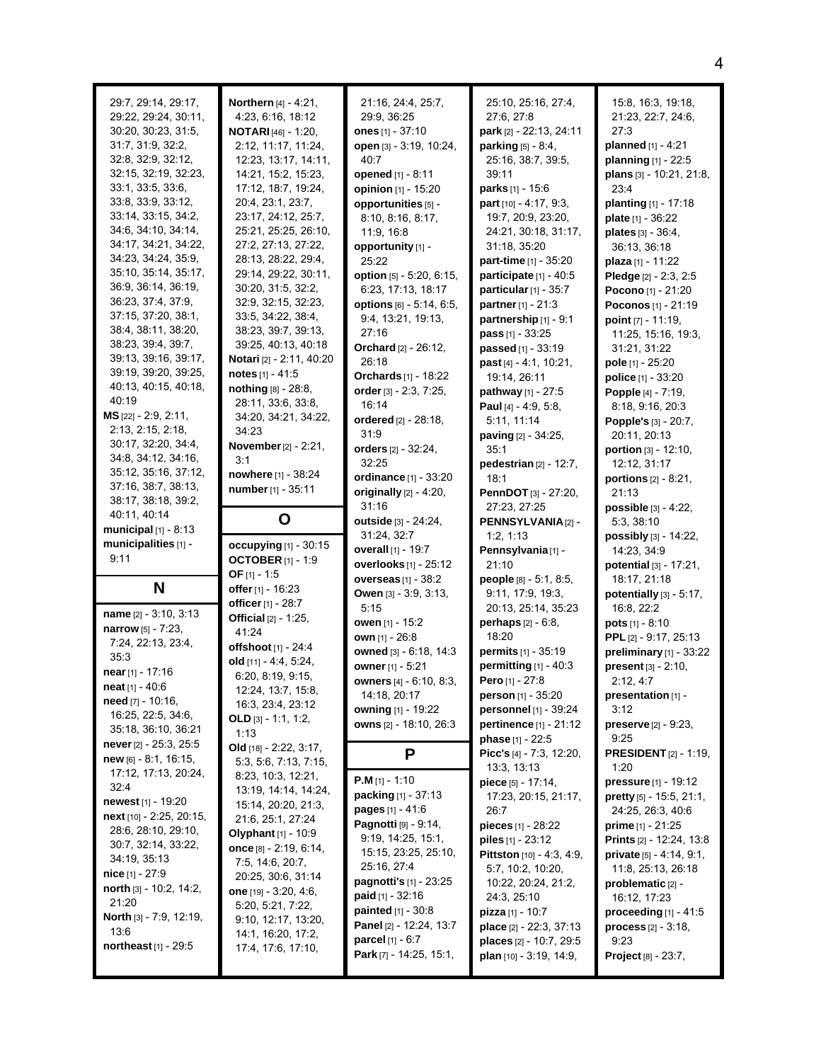29:7, 29:14, 29:17, 29:22, 29:24, 30:11, 30:20, 30:23, 31:5, 31:7, 31:9, 32:2, 32:8, 32:9, 32:12, 32:15, 32:19, 32:23, 33:1, 33:5, 33:6, 33:8, 33:9, 33:12, 33:14, 33:15, 34:2, 34:6, 34:10, 34:14, 34:17, 34:21, 34:22, 34:23, 34:24, 35:9, 35:10, 35:14, 35:17, 36:9, 36:14, 36:19, 36:23, 37:4, 37:9, 37:15, 37:20, 38:1, 38:4, 38:11, 38:20, 38:23, 39:4, 39:7, 39:13, 39:16, 39:17, 39:19, 39:20, 39:25, 40:13, 40:15, 40:18, 40:19
**MS** [22] - 2:9, 2:11, 2:13, 2:15, 2:18, 30:17, 32:20, 34:4, 34:8, 34:12, 34:16, 35:12, 35:16, 37:12, 37:16, 38:7, 38:13, 38:17, 38:18, 39:2, 40:11, 40:14
**municipal** [1] - 8:13
**municipalities** [1] - 9:11

## N

**name** [2] - 3:10, 3:13
**narrow** [5] - 7:23, 7:24, 22:13, 23:4, 35:3
**near** [1] - 17:16
**neat** [1] - 40:6
**need** [7] - 10:16, 16:25, 22:5, 34:6, 35:18, 36:10, 36:21
**never** [2] - 25:3, 25:5
**new** [6] - 8:1, 16:15, 17:12, 17:13, 20:24, 32:4
**newest** [1] - 19:20
**next** [10] - 2:25, 20:15, 28:6, 28:10, 29:10, 30:7, 32:14, 33:22, 34:19, 35:13
**nice** [1] - 27:9
**north** [3] - 10:2, 14:2, 21:20
**North** [3] - 7:9, 12:19, 13:6
**northeast** [1] - 29:5
**Northern** [4] - 4:21, 4:23, 6:16, 18:12
**NOTARI** [46] - 1:20, 2:12, 11:17, 11:24, 12:23, 13:17, 14:11, 14:21, 15:2, 15:23, 17:12, 18:7, 19:24, 20:4, 23:1, 23:7, 23:17, 24:12, 25:7, 25:21, 25:25, 26:10, 27:2, 27:13, 27:22, 28:13, 28:22, 29:4, 29:14, 29:22, 30:11, 30:20, 31:5, 32:2, 32:9, 32:15, 32:23, 33:5, 34:22, 38:4, 38:23, 39:7, 39:13, 39:25, 40:13, 40:18
**Notari** [2] - 2:11, 40:20
**notes** [1] - 41:5
**nothing** [8] - 28:8, 28:11, 33:6, 33:8, 34:20, 34:21, 34:22, 34:23
**November** [2] - 2:21, 3:1
**nowhere** [1] - 38:24
**number** [1] - 35:11

## O

**occupying** [1] - 30:15
**OCTOBER** [1] - 1:9
**OF** [1] - 1:5
**offer** [1] - 16:23
**officer** [1] - 28:7
**Official** [2] - 1:25, 41:24
**offshoot** [1] - 24:4
**old** [11] - 4:4, 5:24, 6:20, 8:19, 9:15, 12:24, 13:7, 15:8, 16:3, 23:4, 23:12
**OLD** [3] - 1:1, 1:2, 1:13
**Old** [18] - 2:22, 3:17, 5:3, 5:6, 7:13, 7:15, 8:23, 10:3, 12:21, 13:19, 14:14, 14:24, 15:14, 20:20, 21:3, 21:6, 25:1, 27:24
**Olyphant** [1] - 10:9
**once** [8] - 2:19, 6:14, 7:5, 14:6, 20:7, 20:25, 30:6, 31:14
**one** [19] - 3:20, 4:6, 5:20, 5:21, 7:22, 9:10, 12:17, 13:20, 14:1, 16:20, 17:2, 17:4, 17:6, 17:10, 21:16, 24:4, 25:7, 29:9, 36:25
**ones** [1] - 37:10
**open** [3] - 3:19, 10:24, 40:7
**opened** [1] - 8:11
**opinion** [1] - 15:20
**opportunities** [5] - 8:10, 8:16, 8:17, 11:9, 16:8
**opportunity** [1] - 25:22
**option** [5] - 5:20, 6:15, 6:23, 17:13, 18:17
**options** [6] - 5:14, 6:5, 9:4, 13:21, 19:13, 27:16
**Orchard** [2] - 26:12, 26:18
**Orchards** [1] - 18:22
**order** [3] - 2:3, 7:25, 16:14
**ordered** [2] - 28:18, 31:9
**orders** [2] - 32:24, 32:25
**ordinance** [1] - 33:20
**originally** [2] - 4:20, 31:16
**outside** [3] - 24:24, 31:24, 32:7
**overall** [1] - 19:7
**overlooks** [1] - 25:12
**overseas** [1] - 38:2
**Owen** [3] - 3:9, 3:13, 5:15
**owen** [1] - 15:2
**own** [1] - 26:8
**owned** [3] - 6:18, 14:3
**owner** [1] - 5:21
**owners** [4] - 6:10, 8:3, 14:18, 20:17
**owning** [1] - 19:22
**owns** [2] - 18:10, 26:3

## P

**P.M** [1] - 1:10
**packing** [1] - 37:13
**pages** [1] - 41:6
**Pagnotti** [9] - 9:14, 9:19, 14:25, 15:1, 15:15, 23:25, 25:10, 25:16, 27:4
**pagnotti's** [1] - 23:25
**paid** [1] - 32:16
**painted** [1] - 30:8
**Panel** [2] - 12:24, 13:7
**parcel** [1] - 6:7
**Park** [7] - 14:25, 15:1, 25:10, 25:16, 27:4, 27:6, 27:8
**park** [2] - 22:13, 24:11
**parking** [5] - 8:4, 25:16, 38:7, 39:5, 39:11
**parks** [1] - 15:6
**part** [10] - 4:17, 9:3, 19:7, 20:9, 23:20, 24:21, 30:18, 31:17, 31:18, 35:20
**part-time** [1] - 35:20
**participate** [1] - 40:5
**particular** [1] - 35:7
**partner** [1] - 21:3
**partnership** [1] - 9:1
**pass** [1] - 33:25
**passed** [1] - 33:19
**past** [4] - 4:1, 10:21, 19:14, 26:11
**pathway** [1] - 27:5
**Paul** [4] - 4:9, 5:8, 5:11, 11:14
**paving** [2] - 34:25, 35:1
**pedestrian** [2] - 12:7, 18:1
**PennDOT** [3] - 27:20, 27:23, 27:25
**PENNSYLVANIA** [2] - 1:2, 1:13
**Pennsylvania** [1] - 21:10
**people** [8] - 5:1, 8:5, 9:11, 17:9, 19:3, 20:13, 25:14, 35:23
**perhaps** [2] - 6:8, 18:20
**permits** [1] - 35:19
**permitting** [1] - 40:3
**Pero** [1] - 27:8
**person** [1] - 35:20
**personnel** [1] - 39:24
**pertinence** [1] - 21:12
**phase** [1] - 22:5
**Picc's** [4] - 7:3, 12:20, 13:3, 13:13
**piece** [5] - 17:14, 17:23, 20:15, 21:17, 26:7
**pieces** [1] - 28:22
**piles** [1] - 23:12
**Pittston** [10] - 4:3, 4:9, 5:7, 10:2, 10:20, 10:22, 20:24, 21:2, 24:3, 25:10
**pizza** [1] - 10:7
**place** [2] - 22:3, 37:13
**places** [2] - 10:7, 29:5
**plan** [10] - 3:19, 14:9, 15:8, 16:3, 19:18, 21:23, 22:7, 24:6, 27:3
**planned** [1] - 4:21
**planning** [1] - 22:5
**plans** [3] - 10:21, 21:8, 23:4
**planting** [1] - 17:18
**plate** [1] - 36:22
**plates** [3] - 36:4, 36:13, 36:18
**plaza** [1] - 11:22
**Pledge** [2] - 2:3, 2:5
**Pocono** [1] - 21:20
**Poconos** [1] - 21:19
**point** [7] - 11:19, 11:25, 15:16, 19:3, 31:21, 31:22
**pole** [1] - 25:20
**police** [1] - 33:20
**Popple** [4] - 7:19, 8:18, 9:16, 20:3
**Popple's** [3] - 20:7, 20:11, 20:13
**portion** [3] - 12:10, 12:12, 31:17
**portions** [2] - 8:21, 21:13
**possible** [3] - 4:22, 5:3, 38:10
**possibly** [3] - 14:22, 14:23, 34:9
**potential** [3] - 17:21, 18:17, 21:18
**potentially** [3] - 5:17, 16:8, 22:2
**pots** [1] - 8:10
**PPL** [2] - 9:17, 25:13
**preliminary** [1] - 33:22
**present** [3] - 2:10, 2:12, 4:7
**presentation** [1] - 3:12
**preserve** [2] - 9:23, 9:25
**PRESIDENT** [2] - 1:19, 1:20
**pressure** [1] - 19:12
**pretty** [5] - 15:5, 21:1, 24:25, 26:3, 40:6
**prime** [1] - 21:25
**Prints** [2] - 12:24, 13:8
**private** [5] - 4:14, 9:1, 11:8, 25:13, 26:18
**problematic** [2] - 16:12, 17:23
**proceeding** [1] - 41:5
**process** [2] - 3:18, 9:23
**Project** [8] - 23:7,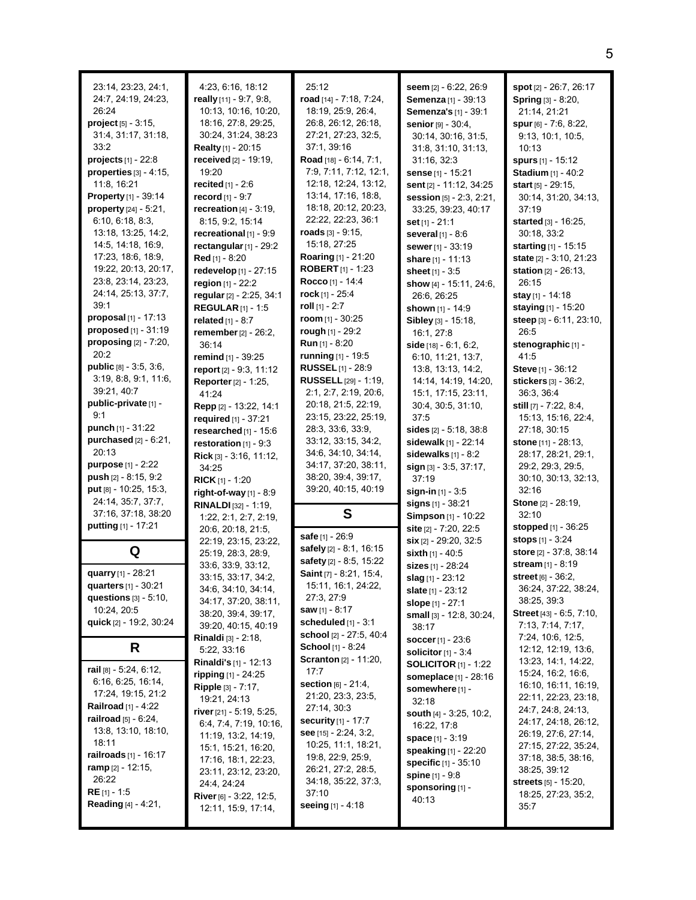23:14, 23:23, 24:1, 24:7, 24:19, 24:23, 26:24
**project** [5] - 3:15, 31:4, 31:17, 31:18, 33:2
**projects** [1] - 22:8
**properties** [3] - 4:15, 11:8, 16:21
**Property** [1] - 39:14
**property** [24] - 5:21, 6:10, 6:18, 8:3, 13:18, 13:25, 14:2, 14:5, 14:18, 16:9, 17:23, 18:6, 18:9, 19:22, 20:13, 20:17, 23:8, 23:14, 23:23, 24:14, 25:13, 37:7, 39:1
**proposal** [1] - 17:13
**proposed** [1] - 31:19
**proposing** [2] - 7:20, 20:2
**public** [8] - 3:5, 3:6, 3:19, 8:8, 9:1, 11:6, 39:21, 40:7
**public-private** [1] - 9:1
**punch** [1] - 31:22
**purchased** [2] - 6:21, 20:13
**purpose** [1] - 2:22
**push** [2] - 8:15, 9:2
**put** [8] - 10:25, 15:3, 24:14, 35:7, 37:7, 37:16, 37:18, 38:20
**putting** [1] - 17:21

## Q

**quarry** [1] - 28:21
**quarters** [1] - 30:21
**questions** [3] - 5:10, 10:24, 20:5
**quick** [2] - 19:2, 30:24

## R

**rail** [8] - 5:24, 6:12, 6:16, 6:25, 16:14, 17:24, 19:15, 21:2
**Railroad** [1] - 4:22
**railroad** [5] - 6:24, 13:8, 13:10, 18:10, 18:11
**railroads** [1] - 16:17
**ramp** [2] - 12:15, 26:22
**RE** [1] - 1:5
**Reading** [4] - 4:21, 4:23, 6:16, 18:12
**really** [11] - 9:7, 9:8, 10:13, 10:16, 10:20, 18:16, 27:8, 29:25, 30:24, 31:24, 38:23
**Realty** [1] - 20:15
**received** [2] - 19:19, 19:20
**recited** [1] - 2:6
**record** [1] - 9:7
**recreation** [4] - 3:19, 8:15, 9:2, 15:14
**recreational** [1] - 9:9
**rectangular** [1] - 29:2
**Red** [1] - 8:20
**redevelop** [1] - 27:15
**region** [1] - 22:2
**regular** [2] - 2:25, 34:1
**REGULAR** [1] - 1:5
**related** [1] - 8:7
**remember** [2] - 26:2, 36:14
**remind** [1] - 39:25
**report** [2] - 9:3, 11:12
**Reporter** [2] - 1:25, 41:24
**Repp** [2] - 13:22, 14:1
**required** [1] - 37:21
**researched** [1] - 15:6
**restoration** [1] - 9:3
**Rick** [3] - 3:16, 11:12, 34:25
**RICK** [1] - 1:20
**right-of-way** [1] - 8:9
**RINALDI** [32] - 1:19, 1:22, 2:1, 2:7, 2:19, 20:6, 20:18, 21:5, 22:19, 23:15, 23:22, 25:19, 28:3, 28:9, 33:6, 33:9, 33:12, 33:15, 33:17, 34:2, 34:6, 34:10, 34:14, 34:17, 37:20, 38:11, 38:20, 39:4, 39:17, 39:20, 40:15, 40:19
**Rinaldi** [3] - 2:18, 5:22, 33:16
**Rinaldi's** [1] - 12:13
**ripping** [1] - 24:25
**Ripple** [3] - 7:17, 19:21, 24:13
**river** [21] - 5:19, 5:25, 6:4, 7:4, 7:19, 10:16, 11:19, 13:2, 14:19, 15:1, 15:21, 16:20, 17:16, 18:1, 22:23, 23:11, 23:12, 23:20, 24:4, 24:24
**River** [6] - 3:22, 12:5, 12:11, 15:9, 17:14, 25:12
**road** [14] - 7:18, 7:24, 18:19, 25:9, 26:4, 26:8, 26:12, 26:18, 27:21, 27:23, 32:5, 37:1, 39:16
**Road** [18] - 6:14, 7:1, 7:9, 7:11, 7:12, 12:1, 12:18, 12:24, 13:12, 13:14, 17:16, 18:8, 18:18, 20:12, 20:23, 22:22, 22:23, 36:1
**roads** [3] - 9:15, 15:18, 27:25
**Roaring** [1] - 21:20
**ROBERT** [1] - 1:23
**Rocco** [1] - 14:4
**rock** [1] - 25:4
**roll** [1] - 2:7
**room** [1] - 30:25
**rough** [1] - 29:2
**Run** [1] - 8:20
**running** [1] - 19:5
**RUSSEL** [1] - 28:9
**RUSSELL** [29] - 1:19, 2:1, 2:7, 2:19, 20:6, 20:18, 21:5, 22:19, 23:15, 23:22, 25:19, 28:3, 33:6, 33:9, 33:12, 33:15, 34:2, 34:6, 34:10, 34:14, 34:17, 37:20, 38:11, 38:20, 39:4, 39:17, 39:20, 40:15, 40:19

## S

**safe** [1] - 26:9
**safely** [2] - 8:1, 16:15
**safety** [2] - 8:5, 15:22
**Saint** [7] - 8:21, 15:4, 15:11, 16:1, 24:22, 27:3, 27:9
**saw** [1] - 8:17
**scheduled** [1] - 3:1
**school** [2] - 27:5, 40:4
**School** [1] - 8:24
**Scranton** [2] - 11:20, 17:7
**section** [6] - 21:4, 21:20, 23:3, 23:5, 27:14, 30:3
**security** [1] - 17:7
**see** [15] - 2:24, 3:2, 10:25, 11:1, 18:21, 19:8, 22:9, 25:9, 26:21, 27:2, 28:5, 34:18, 35:22, 37:3, 37:10
**seeing** [1] - 4:18
**seem** [2] - 6:22, 26:9
**Semenza** [1] - 39:13
**Semenza's** [1] - 39:1
**senior** [9] - 30:4, 30:14, 30:16, 31:5, 31:8, 31:10, 31:13, 31:16, 32:3
**sense** [1] - 15:21
**sent** [2] - 11:12, 34:25
**session** [5] - 2:3, 2:21, 33:25, 39:23, 40:17
**set** [1] - 21:1
**several** [1] - 8:6
**sewer** [1] - 33:19
**share** [1] - 11:13
**sheet** [1] - 3:5
**show** [4] - 15:11, 24:6, 26:6, 26:25
**shown** [1] - 14:9
**Sibley** [3] - 15:18, 16:1, 27:8
**side** [18] - 6:1, 6:2, 6:10, 11:21, 13:7, 13:8, 13:13, 14:2, 14:14, 14:19, 14:20, 15:1, 17:15, 23:11, 30:4, 30:5, 31:10, 37:5
**sides** [2] - 5:18, 38:8
**sidewalk** [1] - 22:14
**sidewalks** [1] - 8:2
**sign** [3] - 3:5, 37:17, 37:19
**sign-in** [1] - 3:5
**signs** [1] - 38:21
**Simpson** [1] - 10:22
**site** [2] - 7:20, 22:5
**six** [2] - 29:20, 32:5
**sixth** [1] - 40:5
**sizes** [1] - 28:24
**slag** [1] - 23:12
**slate** [1] - 23:12
**slope** [1] - 27:1
**small** [3] - 12:8, 30:24, 38:17
**soccer** [1] - 23:6
**solicitor** [1] - 3:4
**SOLICITOR** [1] - 1:22
**someplace** [1] - 28:16
**somewhere** [1] - 32:18
**south** [4] - 3:25, 10:2, 16:22, 17:8
**space** [1] - 3:19
**speaking** [1] - 22:20
**specific** [1] - 35:10
**spine** [1] - 9:8
**sponsoring** [1] - 40:13
**spot** [2] - 26:7, 26:17
**Spring** [3] - 8:20, 21:14, 21:21
**spur** [6] - 7:6, 8:22, 9:13, 10:1, 10:5, 10:13
**spurs** [1] - 15:12
**Stadium** [1] - 40:2
**start** [5] - 29:15, 30:14, 31:20, 34:13, 37:19
**started** [3] - 16:25, 30:18, 33:2
**starting** [1] - 15:15
**state** [2] - 3:10, 21:23
**station** [2] - 26:13, 26:15
**stay** [1] - 14:18
**staying** [1] - 15:20
**steep** [3] - 6:11, 23:10, 26:5
**stenographic** [1] - 41:5
**Steve** [1] - 36:12
**stickers** [3] - 36:2, 36:3, 36:4
**still** [7] - 7:22, 8:4, 15:13, 15:16, 22:4, 27:18, 30:15
**stone** [11] - 28:13, 28:17, 28:21, 29:1, 29:2, 29:3, 29:5, 30:10, 30:13, 32:13, 32:16
**Stone** [2] - 28:19, 32:10
**stopped** [1] - 36:25
**stops** [1] - 3:24
**store** [2] - 37:8, 38:14
**stream** [1] - 8:19
**street** [6] - 36:2, 36:24, 37:22, 38:24, 38:25, 39:3
**Street** [43] - 6:5, 7:10, 7:13, 7:14, 7:17, 7:24, 10:6, 12:5, 12:12, 12:19, 13:6, 13:23, 14:1, 14:22, 15:24, 16:2, 16:6, 16:10, 16:11, 16:19, 22:11, 22:23, 23:18, 24:7, 24:8, 24:13, 24:17, 24:18, 26:12, 26:19, 27:6, 27:14, 27:15, 27:22, 35:24, 37:18, 38:5, 38:16, 38:25, 39:12
**streets** [5] - 15:20, 18:25, 27:23, 35:2, 35:7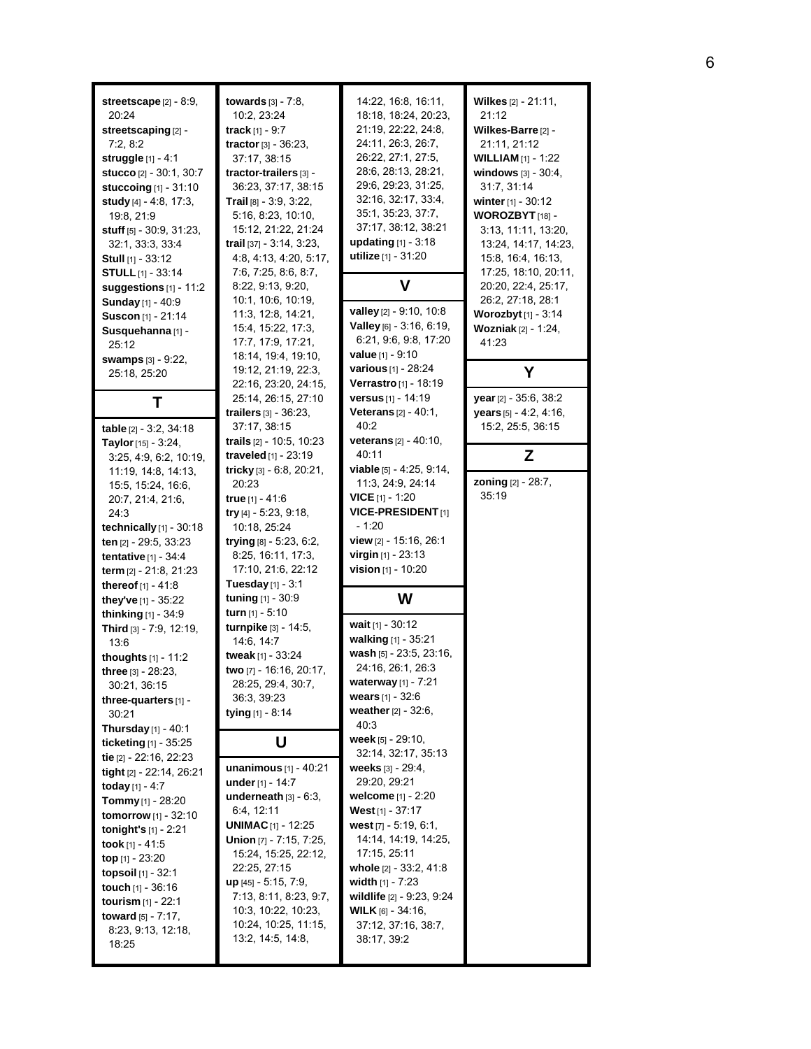**streetscape** [2] - 8:9, 20:24
**streetscaping** [2] - 7:2, 8:2
**struggle** [1] - 4:1
**stucco** [2] - 30:1, 30:7
**stuccoing** [1] - 31:10
**study** [4] - 4:8, 17:3, 19:8, 21:9
**stuff** [5] - 30:9, 31:23, 32:1, 33:3, 33:4
**Stull** [1] - 33:12
**STULL** [1] - 33:14
**suggestions** [1] - 11:2
**Sunday** [1] - 40:9
**Suscon** [1] - 21:14
**Susquehanna** [1] - 25:12
**swamps** [3] - 9:22, 25:18, 25:20

## T

**table** [2] - 3:2, 34:18
**Taylor** [15] - 3:24, 3:25, 4:9, 6:2, 10:19, 11:19, 14:8, 14:13, 15:5, 15:24, 16:6, 20:7, 21:4, 21:6, 24:3
**technically** [1] - 30:18
**ten** [2] - 29:5, 33:23
**tentative** [1] - 34:4
**term** [2] - 21:8, 21:23
**thereof** [1] - 41:8
**they've** [1] - 35:22
**thinking** [1] - 34:9
**Third** [3] - 7:9, 12:19, 13:6
**thoughts** [1] - 11:2
**three** [3] - 28:23, 30:21, 36:15
**three-quarters** [1] - 30:21
**Thursday** [1] - 40:1
**ticketing** [1] - 35:25
**tie** [2] - 22:16, 22:23
**tight** [2] - 22:14, 26:21
**today** [1] - 4:7
**Tommy** [1] - 28:20
**tomorrow** [1] - 32:10
**tonight's** [1] - 2:21
**took** [1] - 41:5
**top** [1] - 23:20
**topsoil** [1] - 32:1
**touch** [1] - 36:16
**tourism** [1] - 22:1
**toward** [5] - 7:17, 8:23, 9:13, 12:18, 18:25
**towards** [3] - 7:8, 10:2, 23:24
**track** [1] - 9:7
**tractor** [3] - 36:23, 37:17, 38:15
**tractor-trailers** [3] - 36:23, 37:17, 38:15
**Trail** [8] - 3:9, 3:22, 5:16, 8:23, 10:10, 15:12, 21:22, 21:24
**trail** [37] - 3:14, 3:23, 4:8, 4:13, 4:20, 5:17, 7:6, 7:25, 8:6, 8:7, 8:22, 9:13, 9:20, 10:1, 10:6, 10:19, 11:3, 12:8, 14:21, 15:4, 15:22, 17:3, 17:7, 17:9, 17:21, 18:14, 19:4, 19:10, 19:12, 21:19, 22:3, 22:16, 23:20, 24:15, 25:14, 26:15, 27:10
**trailers** [3] - 36:23, 37:17, 38:15
**trails** [2] - 10:5, 10:23
**traveled** [1] - 23:19
**tricky** [3] - 6:8, 20:21, 20:23
**true** [1] - 41:6
**try** [4] - 5:23, 9:18, 10:18, 25:24
**trying** [8] - 5:23, 6:2, 8:25, 16:11, 17:3, 17:10, 21:6, 22:12
**Tuesday** [1] - 3:1
**tuning** [1] - 30:9
**turn** [1] - 5:10
**turnpike** [3] - 14:5, 14:6, 14:7
**tweak** [1] - 33:24
**two** [7] - 16:16, 20:17, 28:25, 29:4, 30:7, 36:3, 39:23
**tying** [1] - 8:14

## U

**unanimous** [1] - 40:21
**under** [1] - 14:7
**underneath** [3] - 6:3, 6:4, 12:11
**UNIMAC** [1] - 12:25
**Union** [7] - 7:15, 7:25, 15:24, 15:25, 22:12, 22:25, 27:15
**up** [45] - 5:15, 7:9, 7:13, 8:11, 8:23, 9:7, 10:3, 10:22, 10:23, 10:24, 10:25, 11:15, 13:2, 14:5, 14:8, 14:22, 16:8, 16:11, 18:18, 18:24, 20:23, 21:19, 22:22, 24:8, 24:11, 26:3, 26:7, 26:22, 27:1, 27:5, 28:6, 28:13, 28:21, 29:6, 29:23, 31:25, 32:16, 32:17, 33:4, 35:1, 35:23, 37:7, 37:17, 38:12, 38:21
**updating** [1] - 3:18
**utilize** [1] - 31:20

## V

**valley** [2] - 9:10, 10:8
**Valley** [6] - 3:16, 6:19, 6:21, 9:6, 9:8, 17:20
**value** [1] - 9:10
**various** [1] - 28:24
**Verrastro** [1] - 18:19
**versus** [1] - 14:19
**Veterans** [2] - 40:1, 40:2
**veterans** [2] - 40:10, 40:11
**viable** [5] - 4:25, 9:14, 11:3, 24:9, 24:14
**VICE** [1] - 1:20
**VICE-PRESIDENT** [1] - 1:20
**view** [2] - 15:16, 26:1
**virgin** [1] - 23:13
**vision** [1] - 10:20

## W

**wait** [1] - 30:12
**walking** [1] - 35:21
**wash** [5] - 23:5, 23:16, 24:16, 26:1, 26:3
**waterway** [1] - 7:21
**wears** [1] - 32:6
**weather** [2] - 32:6, 40:3
**week** [5] - 29:10, 32:14, 32:17, 35:13
**weeks** [3] - 29:4, 29:20, 29:21
**welcome** [1] - 2:20
**West** [1] - 37:17
**west** [7] - 5:19, 6:1, 14:14, 14:19, 14:25, 17:15, 25:11
**whole** [2] - 33:2, 41:8
**width** [1] - 7:23
**wildlife** [2] - 9:23, 9:24
**WILK** [6] - 34:16, 37:12, 37:16, 38:7, 38:17, 39:2
**Wilkes** [2] - 21:11, 21:12
**Wilkes-Barre** [2] - 21:11, 21:12
**WILLIAM** [1] - 1:22
**windows** [3] - 30:4, 31:7, 31:14
**winter** [1] - 30:12
**WOROZBYT** [18] - 3:13, 11:11, 13:20, 13:24, 14:17, 14:23, 15:8, 16:4, 16:13, 17:25, 18:10, 20:11, 20:20, 22:4, 25:17, 26:2, 27:18, 28:1
**Worozbyt** [1] - 3:14
**Wozniak** [2] - 1:24, 41:23

## Y

**year** [2] - 35:6, 38:2
**years** [5] - 4:2, 4:16, 15:2, 25:5, 36:15

## Z

**zoning** [2] - 28:7, 35:19